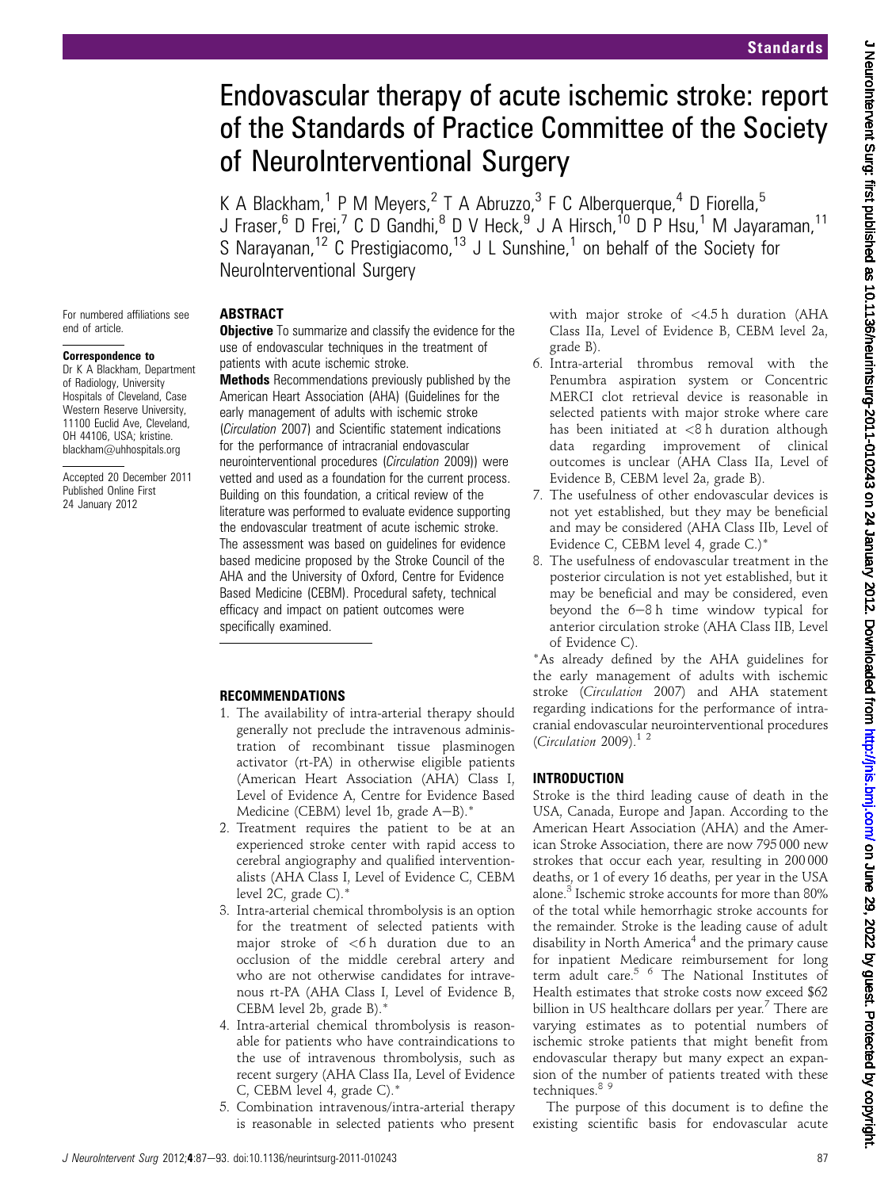# Endovascular therapy of acute ischemic stroke: report of the Standards of Practice Committee of the Society of NeuroInterventional Surgery

K A Blackham,[1] P M Meyers,[2] T A Abruzzo,[3] F C Alberquerque,[4] D Fiorella,[5] J Fraser,[6] D Frei,[7] C D Gandhi,[8] D V Heck,[9] J A Hirsch,[10] D P Hsu,[1] M Jayaraman,[11] S Narayanan,[12] C Prestigiacomo,[13] J L Sunshine,[1] on behalf of the Society for NeuroInterventional Surgery

For numbered affiliations see end of article.

**Correspondence to**
Dr K A Blackham, Department of Radiology, University Hospitals of Cleveland, Case Western Reserve University, 11100 Euclid Ave, Cleveland, OH 44106, USA; kristine.blackham@uhhospitals.org

Accepted 20 December 2011
Published Online First 24 January 2012

## ABSTRACT

**Objective** To summarize and classify the evidence for the use of endovascular techniques in the treatment of patients with acute ischemic stroke.

**Methods** Recommendations previously published by the American Heart Association (AHA) (Guidelines for the early management of adults with ischemic stroke (*Circulation* 2007) and Scientific statement indications for the performance of intracranial endovascular neurointerventional procedures (*Circulation* 2009)) were vetted and used as a foundation for the current process. Building on this foundation, a critical review of the literature was performed to evaluate evidence supporting the endovascular treatment of acute ischemic stroke. The assessment was based on guidelines for evidence based medicine proposed by the Stroke Council of the AHA and the University of Oxford, Centre for Evidence Based Medicine (CEBM). Procedural safety, technical efficacy and impact on patient outcomes were specifically examined.

## RECOMMENDATIONS

1. The availability of intra-arterial therapy should generally not preclude the intravenous administration of recombinant tissue plasminogen activator (rt-PA) in otherwise eligible patients (American Heart Association (AHA) Class I, Level of Evidence A, Centre for Evidence Based Medicine (CEBM) level 1b, grade A–B).*
2. Treatment requires the patient to be at an experienced stroke center with rapid access to cerebral angiography and qualified interventionalists (AHA Class I, Level of Evidence C, CEBM level 2C, grade C).*
3. Intra-arterial chemical thrombolysis is an option for the treatment of selected patients with major stroke of <6 h duration due to an occlusion of the middle cerebral artery and who are not otherwise candidates for intravenous rt-PA (AHA Class I, Level of Evidence B, CEBM level 2b, grade B).*
4. Intra-arterial chemical thrombolysis is reasonable for patients who have contraindications to the use of intravenous thrombolysis, such as recent surgery (AHA Class IIa, Level of Evidence C, CEBM level 4, grade C).*
5. Combination intravenous/intra-arterial therapy is reasonable in selected patients who present with major stroke of <4.5 h duration (AHA Class IIa, Level of Evidence B, CEBM level 2a, grade B).
6. Intra-arterial thrombus removal with the Penumbra aspiration system or Concentric MERCI clot retrieval device is reasonable in selected patients with major stroke where care has been initiated at <8 h duration although data regarding improvement of clinical outcomes is unclear (AHA Class IIa, Level of Evidence B, CEBM level 2a, grade B).
7. The usefulness of other endovascular devices is not yet established, but they may be beneficial and may be considered (AHA Class IIb, Level of Evidence C, CEBM level 4, grade C.)*
8. The usefulness of endovascular treatment in the posterior circulation is not yet established, but it may be beneficial and may be considered, even beyond the 6–8 h time window typical for anterior circulation stroke (AHA Class IIB, Level of Evidence C).

*As already defined by the AHA guidelines for the early management of adults with ischemic stroke (*Circulation* 2007) and AHA statement regarding indications for the performance of intracranial endovascular neurointerventional procedures (*Circulation* 2009).[1,2]

## INTRODUCTION

Stroke is the third leading cause of death in the USA, Canada, Europe and Japan. According to the American Heart Association (AHA) and the American Stroke Association, there are now 795 000 new strokes that occur each year, resulting in 200 000 deaths, or 1 of every 16 deaths, per year in the USA alone.[3] Ischemic stroke accounts for more than 80% of the total while hemorrhagic stroke accounts for the remainder. Stroke is the leading cause of adult disability in North America[4] and the primary cause for inpatient Medicare reimbursement for long term adult care.[5,6] The National Institutes of Health estimates that stroke costs now exceed $62 billion in US healthcare dollars per year.[7] There are varying estimates as to potential numbers of ischemic stroke patients that might benefit from endovascular therapy but many expect an expansion of the number of patients treated with these techniques.[8,9]

The purpose of this document is to define the existing scientific basis for endovascular acute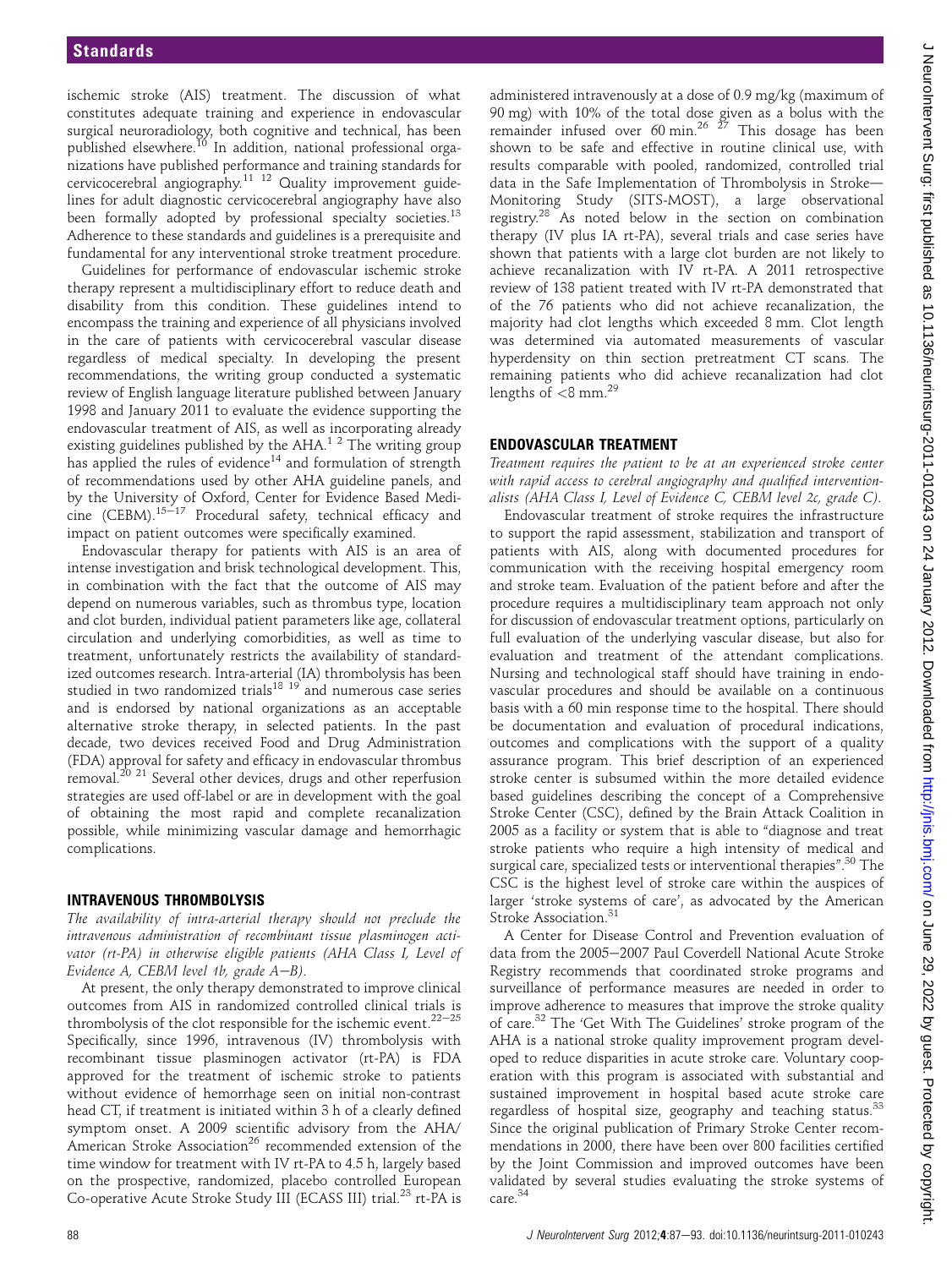ischemic stroke (AIS) treatment. The discussion of what constitutes adequate training and experience in endovascular surgical neuroradiology, both cognitive and technical, has been published elsewhere.[10] In addition, national professional organizations have published performance and training standards for cervicocerebral angiography.[11 12] Quality improvement guidelines for adult diagnostic cervicocerebral angiography have also been formally adopted by professional specialty societies.[13] Adherence to these standards and guidelines is a prerequisite and fundamental for any interventional stroke treatment procedure.

Guidelines for performance of endovascular ischemic stroke therapy represent a multidisciplinary effort to reduce death and disability from this condition. These guidelines intend to encompass the training and experience of all physicians involved in the care of patients with cervicocerebral vascular disease regardless of medical specialty. In developing the present recommendations, the writing group conducted a systematic review of English language literature published between January 1998 and January 2011 to evaluate the evidence supporting the endovascular treatment of AIS, as well as incorporating already existing guidelines published by the AHA.[1 2] The writing group has applied the rules of evidence[14] and formulation of strength of recommendations used by other AHA guideline panels, and by the University of Oxford, Center for Evidence Based Medicine (CEBM).[15–17] Procedural safety, technical efficacy and impact on patient outcomes were specifically examined.

Endovascular therapy for patients with AIS is an area of intense investigation and brisk technological development. This, in combination with the fact that the outcome of AIS may depend on numerous variables, such as thrombus type, location and clot burden, individual patient parameters like age, collateral circulation and underlying comorbidities, as well as time to treatment, unfortunately restricts the availability of standardized outcomes research. Intra-arterial (IA) thrombolysis has been studied in two randomized trials[18 19] and numerous case series and is endorsed by national organizations as an acceptable alternative stroke therapy, in selected patients. In the past decade, two devices received Food and Drug Administration (FDA) approval for safety and efficacy in endovascular thrombus removal.[20 21] Several other devices, drugs and other reperfusion strategies are used off-label or are in development with the goal of obtaining the most rapid and complete recanalization possible, while minimizing vascular damage and hemorrhagic complications.

## INTRAVENOUS THROMBOLYSIS

*The availability of intra-arterial therapy should not preclude the intravenous administration of recombinant tissue plasminogen activator (rt-PA) in otherwise eligible patients (AHA Class I, Level of Evidence A, CEBM level 1b, grade A–B).*

At present, the only therapy demonstrated to improve clinical outcomes from AIS in randomized controlled clinical trials is thrombolysis of the clot responsible for the ischemic event.[22–25] Specifically, since 1996, intravenous (IV) thrombolysis with recombinant tissue plasminogen activator (rt-PA) is FDA approved for the treatment of ischemic stroke to patients without evidence of hemorrhage seen on initial non-contrast head CT, if treatment is initiated within 3 h of a clearly defined symptom onset. A 2009 scientific advisory from the AHA/American Stroke Association[26] recommended extension of the time window for treatment with IV rt-PA to 4.5 h, largely based on the prospective, randomized, placebo controlled European Co-operative Acute Stroke Study III (ECASS III) trial.[23] rt-PA is administered intravenously at a dose of 0.9 mg/kg (maximum of 90 mg) with 10% of the total dose given as a bolus with the remainder infused over 60 min.[26 27] This dosage has been shown to be safe and effective in routine clinical use, with results comparable with pooled, randomized, controlled trial data in the Safe Implementation of Thrombolysis in Stroke—Monitoring Study (SITS-MOST), a large observational registry.[28] As noted below in the section on combination therapy (IV plus IA rt-PA), several trials and case series have shown that patients with a large clot burden are not likely to achieve recanalization with IV rt-PA. A 2011 retrospective review of 138 patient treated with IV rt-PA demonstrated that of the 76 patients who did not achieve recanalization, the majority had clot lengths which exceeded 8 mm. Clot length was determined via automated measurements of vascular hyperdensity on thin section pretreatment CT scans. The remaining patients who did achieve recanalization had clot lengths of <8 mm.[29]

## ENDOVASCULAR TREATMENT

*Treatment requires the patient to be at an experienced stroke center with rapid access to cerebral angiography and qualified interventionalists (AHA Class I, Level of Evidence C, CEBM level 2c, grade C).*

Endovascular treatment of stroke requires the infrastructure to support the rapid assessment, stabilization and transport of patients with AIS, along with documented procedures for communication with the receiving hospital emergency room and stroke team. Evaluation of the patient before and after the procedure requires a multidisciplinary team approach not only for discussion of endovascular treatment options, particularly on full evaluation of the underlying vascular disease, but also for evaluation and treatment of the attendant complications. Nursing and technological staff should have training in endovascular procedures and should be available on a continuous basis with a 60 min response time to the hospital. There should be documentation and evaluation of procedural indications, outcomes and complications with the support of a quality assurance program. This brief description of an experienced stroke center is subsumed within the more detailed evidence based guidelines describing the concept of a Comprehensive Stroke Center (CSC), defined by the Brain Attack Coalition in 2005 as a facility or system that is able to "diagnose and treat stroke patients who require a high intensity of medical and surgical care, specialized tests or interventional therapies".[30] The CSC is the highest level of stroke care within the auspices of larger 'stroke systems of care', as advocated by the American Stroke Association.[31]

A Center for Disease Control and Prevention evaluation of data from the 2005–2007 Paul Coverdell National Acute Stroke Registry recommends that coordinated stroke programs and surveillance of performance measures are needed in order to improve adherence to measures that improve the stroke quality of care.[32] The 'Get With The Guidelines' stroke program of the AHA is a national stroke quality improvement program developed to reduce disparities in acute stroke care. Voluntary cooperation with this program is associated with substantial and sustained improvement in hospital based acute stroke care regardless of hospital size, geography and teaching status.[33] Since the original publication of Primary Stroke Center recommendations in 2000, there have been over 800 facilities certified by the Joint Commission and improved outcomes have been validated by several studies evaluating the stroke systems of care.[34]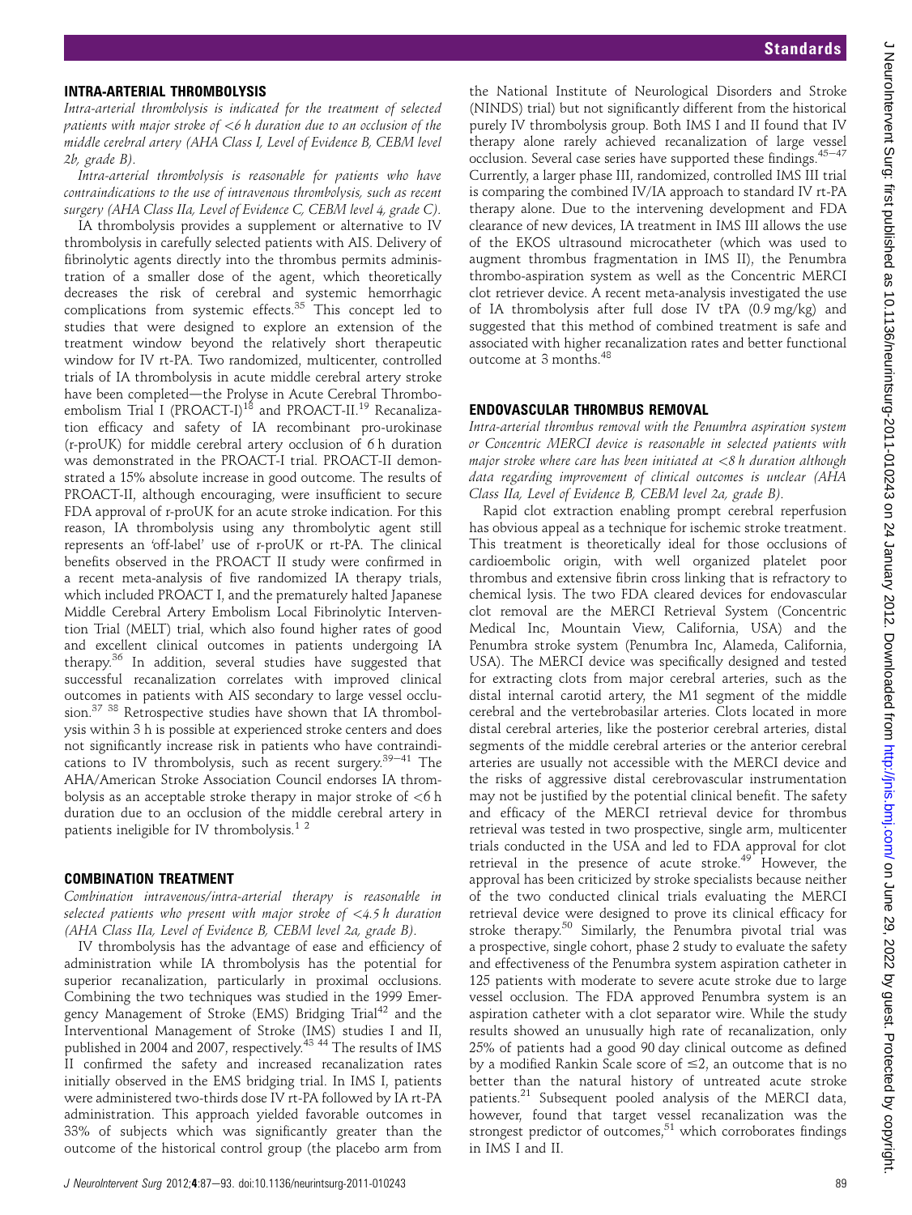## INTRA-ARTERIAL THROMBOLYSIS

*Intra-arterial thrombolysis is indicated for the treatment of selected patients with major stroke of <6 h duration due to an occlusion of the middle cerebral artery (AHA Class I, Level of Evidence B, CEBM level 2b, grade B).*

*Intra-arterial thrombolysis is reasonable for patients who have contraindications to the use of intravenous thrombolysis, such as recent surgery (AHA Class IIa, Level of Evidence C, CEBM level 4, grade C).*

IA thrombolysis provides a supplement or alternative to IV thrombolysis in carefully selected patients with AIS. Delivery of fibrinolytic agents directly into the thrombus permits administration of a smaller dose of the agent, which theoretically decreases the risk of cerebral and systemic hemorrhagic complications from systemic effects.[35] This concept led to studies that were designed to explore an extension of the treatment window beyond the relatively short therapeutic window for IV rt-PA. Two randomized, multicenter, controlled trials of IA thrombolysis in acute middle cerebral artery stroke have been completed—the Prolyse in Acute Cerebral Thromboembolism Trial I (PROACT-I)[18] and PROACT-II.[19] Recanalization efficacy and safety of IA recombinant pro-urokinase (r-proUK) for middle cerebral artery occlusion of 6 h duration was demonstrated in the PROACT-I trial. PROACT-II demonstrated a 15% absolute increase in good outcome. The results of PROACT-II, although encouraging, were insufficient to secure FDA approval of r-proUK for an acute stroke indication. For this reason, IA thrombolysis using any thrombolytic agent still represents an 'off-label' use of r-proUK or rt-PA. The clinical benefits observed in the PROACT II study were confirmed in a recent meta-analysis of five randomized IA therapy trials, which included PROACT I, and the prematurely halted Japanese Middle Cerebral Artery Embolism Local Fibrinolytic Intervention Trial (MELT) trial, which also found higher rates of good and excellent clinical outcomes in patients undergoing IA therapy.[36] In addition, several studies have suggested that successful recanalization correlates with improved clinical outcomes in patients with AIS secondary to large vessel occlusion.[37 38] Retrospective studies have shown that IA thrombolysis within 3 h is possible at experienced stroke centers and does not significantly increase risk in patients who have contraindications to IV thrombolysis, such as recent surgery.[39–41] The AHA/American Stroke Association Council endorses IA thrombolysis as an acceptable stroke therapy in major stroke of <6 h duration due to an occlusion of the middle cerebral artery in patients ineligible for IV thrombolysis.[1 2]

## COMBINATION TREATMENT

*Combination intravenous/intra-arterial therapy is reasonable in selected patients who present with major stroke of <4.5 h duration (AHA Class IIa, Level of Evidence B, CEBM level 2a, grade B).*

IV thrombolysis has the advantage of ease and efficiency of administration while IA thrombolysis has the potential for superior recanalization, particularly in proximal occlusions. Combining the two techniques was studied in the 1999 Emergency Management of Stroke (EMS) Bridging Trial[42] and the Interventional Management of Stroke (IMS) studies I and II, published in 2004 and 2007, respectively.[43 44] The results of IMS II confirmed the safety and increased recanalization rates initially observed in the EMS bridging trial. In IMS I, patients were administered two-thirds dose IV rt-PA followed by IA rt-PA administration. This approach yielded favorable outcomes in 33% of subjects which was significantly greater than the outcome of the historical control group (the placebo arm from the National Institute of Neurological Disorders and Stroke (NINDS) trial) but not significantly different from the historical purely IV thrombolysis group. Both IMS I and II found that IV therapy alone rarely achieved recanalization of large vessel occlusion. Several case series have supported these findings.[45–47] Currently, a larger phase III, randomized, controlled IMS III trial is comparing the combined IV/IA approach to standard IV rt-PA therapy alone. Due to the intervening development and FDA clearance of new devices, IA treatment in IMS III allows the use of the EKOS ultrasound microcatheter (which was used to augment thrombus fragmentation in IMS II), the Penumbra thrombo-aspiration system as well as the Concentric MERCI clot retriever device. A recent meta-analysis investigated the use of IA thrombolysis after full dose IV tPA (0.9 mg/kg) and suggested that this method of combined treatment is safe and associated with higher recanalization rates and better functional outcome at 3 months.[48]

## ENDOVASCULAR THROMBUS REMOVAL

*Intra-arterial thrombus removal with the Penumbra aspiration system or Concentric MERCI device is reasonable in selected patients with major stroke where care has been initiated at <8 h duration although data regarding improvement of clinical outcomes is unclear (AHA Class IIa, Level of Evidence B, CEBM level 2a, grade B).*

Rapid clot extraction enabling prompt cerebral reperfusion has obvious appeal as a technique for ischemic stroke treatment. This treatment is theoretically ideal for those occlusions of cardioembolic origin, with well organized platelet poor thrombus and extensive fibrin cross linking that is refractory to chemical lysis. The two FDA cleared devices for endovascular clot removal are the MERCI Retrieval System (Concentric Medical Inc, Mountain View, California, USA) and the Penumbra stroke system (Penumbra Inc, Alameda, California, USA). The MERCI device was specifically designed and tested for extracting clots from major cerebral arteries, such as the distal internal carotid artery, the M1 segment of the middle cerebral and the vertebrobasilar arteries. Clots located in more distal cerebral arteries, like the posterior cerebral arteries, distal segments of the middle cerebral arteries or the anterior cerebral arteries are usually not accessible with the MERCI device and the risks of aggressive distal cerebrovascular instrumentation may not be justified by the potential clinical benefit. The safety and efficacy of the MERCI retrieval device for thrombus retrieval was tested in two prospective, single arm, multicenter trials conducted in the USA and led to FDA approval for clot retrieval in the presence of acute stroke.[49] However, the approval has been criticized by stroke specialists because neither of the two conducted clinical trials evaluating the MERCI retrieval device were designed to prove its clinical efficacy for stroke therapy.[50] Similarly, the Penumbra pivotal trial was a prospective, single cohort, phase 2 study to evaluate the safety and effectiveness of the Penumbra system aspiration catheter in 125 patients with moderate to severe acute stroke due to large vessel occlusion. The FDA approved Penumbra system is an aspiration catheter with a clot separator wire. While the study results showed an unusually high rate of recanalization, only 25% of patients had a good 90 day clinical outcome as defined by a modified Rankin Scale score of ≤2, an outcome that is no better than the natural history of untreated acute stroke patients.[21] Subsequent pooled analysis of the MERCI data, however, found that target vessel recanalization was the strongest predictor of outcomes,[51] which corroborates findings in IMS I and II.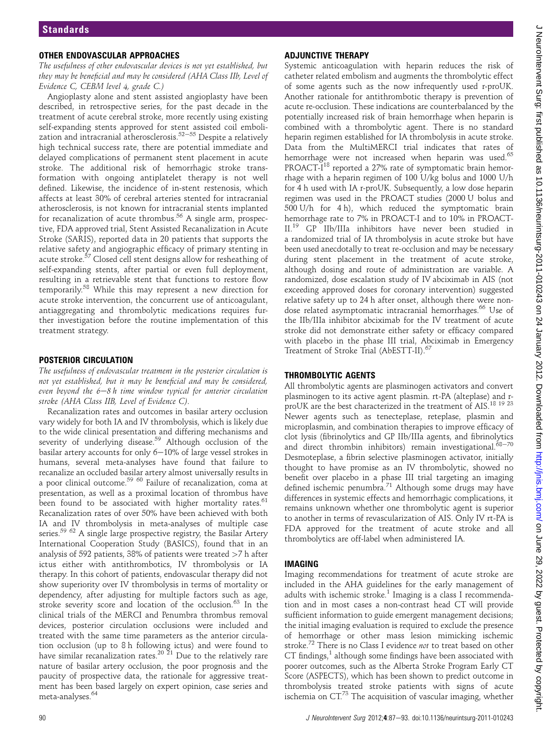## OTHER ENDOVASCULAR APPROACHES

*The usefulness of other endovascular devices is not yet established, but they may be beneficial and may be considered (AHA Class IIb, Level of Evidence C, CEBM level 4, grade C.)*

Angioplasty alone and stent assisted angioplasty have been described, in retrospective series, for the past decade in the treatment of acute cerebral stroke, more recently using existing self-expanding stents approved for stent assisted coil embolization and intracranial atherosclerosis.[52–55] Despite a relatively high technical success rate, there are potential immediate and delayed complications of permanent stent placement in acute stroke. The additional risk of hemorrhagic stroke transformation with ongoing antiplatelet therapy is not well defined. Likewise, the incidence of in-stent restenosis, which affects at least 30% of cerebral arteries stented for intracranial atherosclerosis, is not known for intracranial stents implanted for recanalization of acute thrombus.[56] A single arm, prospective, FDA approved trial, Stent Assisted Recanalization in Acute Stroke (SARIS), reported data in 20 patients that supports the relative safety and angiographic efficacy of primary stenting in acute stroke.[57] Closed cell stent designs allow for resheathing of self-expanding stents, after partial or even full deployment, resulting in a retrievable stent that functions to restore flow temporarily.[58] While this may represent a new direction for acute stroke intervention, the concurrent use of anticoagulant, antiaggregating and thrombolytic medications requires further investigation before the routine implementation of this treatment strategy.

## POSTERIOR CIRCULATION

*The usefulness of endovascular treatment in the posterior circulation is not yet established, but it may be beneficial and may be considered, even beyond the 6–8 h time window typical for anterior circulation stroke (AHA Class IIB, Level of Evidence C).*

Recanalization rates and outcomes in basilar artery occlusion vary widely for both IA and IV thrombolysis, which is likely due to the wide clinical presentation and differing mechanisms and severity of underlying disease.[59] Although occlusion of the basilar artery accounts for only 6–10% of large vessel strokes in humans, several meta-analyses have found that failure to recanalize an occluded basilar artery almost universally results in a poor clinical outcome.[59 60] Failure of recanalization, coma at presentation, as well as a proximal location of thrombus have been found to be associated with higher mortality rates.[61] Recanalization rates of over 50% have been achieved with both IA and IV thrombolysis in meta-analyses of multiple case series.[59 62] A single large prospective registry, the Basilar Artery International Cooperation Study (BASICS), found that in an analysis of 592 patients, 38% of patients were treated >7 h after ictus either with antithrombotics, IV thrombolysis or IA therapy. In this cohort of patients, endovascular therapy did not show superiority over IV thrombolysis in terms of mortality or dependency, after adjusting for multiple factors such as age, stroke severity score and location of the occlusion.[63] In the clinical trials of the MERCI and Penumbra thrombus removal devices, posterior circulation occlusions were included and treated with the same time parameters as the anterior circulation occlusion (up to 8 h following ictus) and were found to have similar recanalization rates.[20 21] Due to the relatively rare nature of basilar artery occlusion, the poor prognosis and the paucity of prospective data, the rationale for aggressive treatment has been based largely on expert opinion, case series and meta-analyses.[64]

## ADJUNCTIVE THERAPY

Systemic anticoagulation with heparin reduces the risk of catheter related embolism and augments the thrombolytic effect of some agents such as the now infrequently used r-proUK. Another rationale for antithrombotic therapy is prevention of acute re-occlusion. These indications are counterbalanced by the potentially increased risk of brain hemorrhage when heparin is combined with a thrombolytic agent. There is no standard heparin regimen established for IA thrombolysis in acute stroke. Data from the MultiMERCI trial indicates that rates of hemorrhage were not increased when heparin was used.[65] PROACT-I[18] reported a 27% rate of symptomatic brain hemorrhage with a heparin regimen of 100 U/kg bolus and 1000 U/h for 4 h used with IA r-proUK. Subsequently, a low dose heparin regimen was used in the PROACT studies (2000 U bolus and 500 U/h for 4 h), which reduced the symptomatic brain hemorrhage rate to 7% in PROACT-I and to 10% in PROACT-II.[19] GP IIb/IIIa inhibitors have never been studied in a randomized trial of IA thrombolysis in acute stroke but have been used anecdotally to treat re-occlusion and may be necessary during stent placement in the treatment of acute stroke, although dosing and route of administration are variable. A randomized, dose escalation study of IV abciximab in AIS (not exceeding approved doses for coronary intervention) suggested relative safety up to 24 h after onset, although there were non-dose related asymptomatic intracranial hemorrhages.[66] Use of the IIb/IIIa inhibitor abciximab for the IV treatment of acute stroke did not demonstrate either safety or efficacy compared with placebo in the phase III trial, Abciximab in Emergency Treatment of Stroke Trial (AbESTT-II).[67]

## THROMBOLYTIC AGENTS

All thrombolytic agents are plasminogen activators and convert plasminogen to its active agent plasmin. rt-PA (alteplase) and r-proUK are the best characterized in the treatment of AIS.[18 19 23] Newer agents such as tenecteplase, reteplase, plasmin and microplasmin, and combination therapies to improve efficacy of clot lysis (fibrinolytics and GP IIb/IIIa agents, and fibrinolytics and direct thrombin inhibitors) remain investigational.[68–70] Desmoteplase, a fibrin selective plasminogen activator, initially thought to have promise as an IV thrombolytic, showed no benefit over placebo in a phase III trial targeting an imaging defined ischemic penumbra.[71] Although some drugs may have differences in systemic effects and hemorrhagic complications, it remains unknown whether one thrombolytic agent is superior to another in terms of revascularization of AIS. Only IV rt-PA is FDA approved for the treatment of acute stroke and all thrombolytics are off-label when administered IA.

## IMAGING

Imaging recommendations for treatment of acute stroke are included in the AHA guidelines for the early management of adults with ischemic stroke.[1] Imaging is a class I recommendation and in most cases a non-contrast head CT will provide sufficient information to guide emergent management decisions; the initial imaging evaluation is required to exclude the presence of hemorrhage or other mass lesion mimicking ischemic stroke.[72] There is no Class I evidence *not* to treat based on other CT findings,[1] although some findings have been associated with poorer outcomes, such as the Alberta Stroke Program Early CT Score (ASPECTS), which has been shown to predict outcome in thrombolysis treated stroke patients with signs of acute ischemia on CT.[73] The acquisition of vascular imaging, whether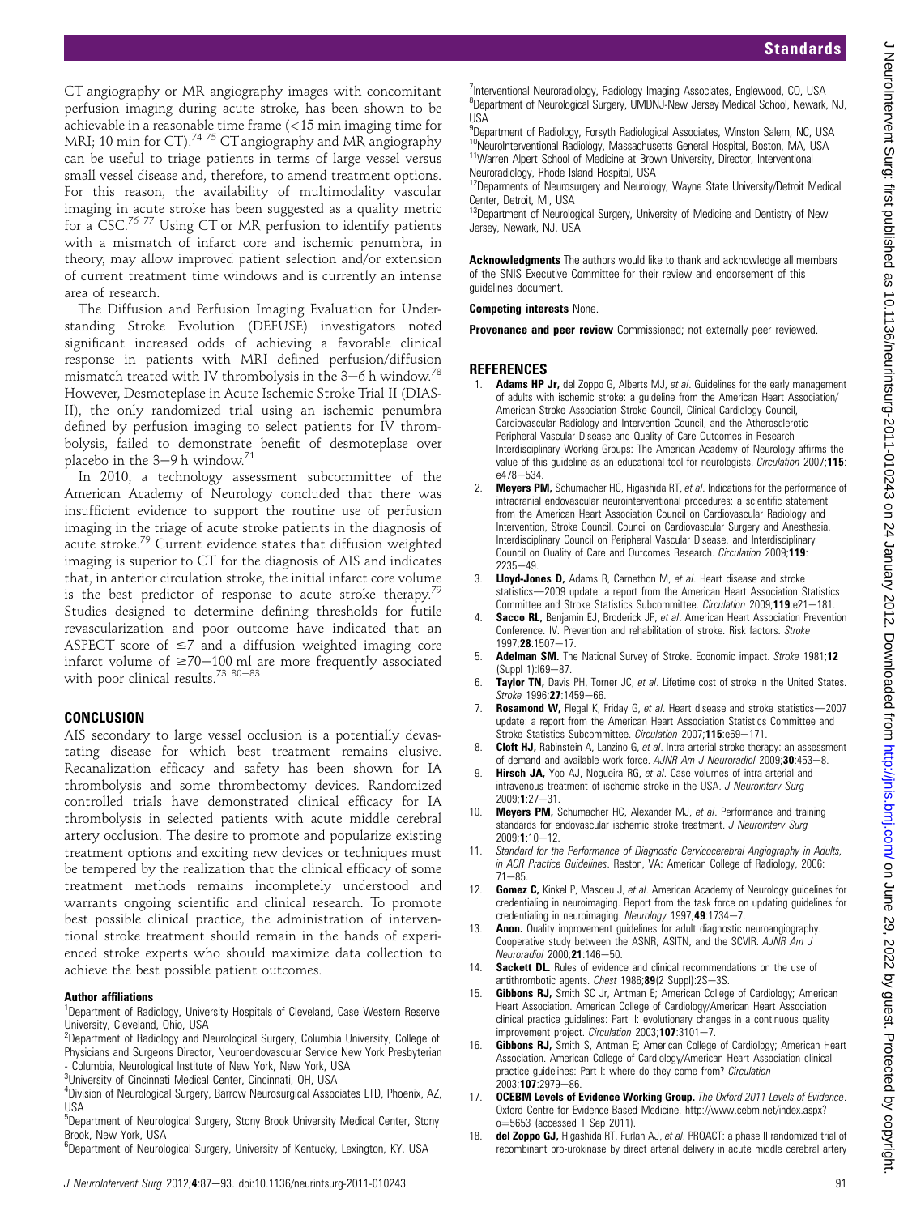CT angiography or MR angiography images with concomitant perfusion imaging during acute stroke, has been shown to be achievable in a reasonable time frame (<15 min imaging time for MRI; 10 min for CT).[74 75] CT angiography and MR angiography can be useful to triage patients in terms of large vessel versus small vessel disease and, therefore, to amend treatment options. For this reason, the availability of multimodality vascular imaging in acute stroke has been suggested as a quality metric for a CSC.[76 77] Using CT or MR perfusion to identify patients with a mismatch of infarct core and ischemic penumbra, in theory, may allow improved patient selection and/or extension of current treatment time windows and is currently an intense area of research.

The Diffusion and Perfusion Imaging Evaluation for Understanding Stroke Evolution (DEFUSE) investigators noted significant increased odds of achieving a favorable clinical response in patients with MRI defined perfusion/diffusion mismatch treated with IV thrombolysis in the 3–6 h window.[78] However, Desmoteplase in Acute Ischemic Stroke Trial II (DIAS-II), the only randomized trial using an ischemic penumbra defined by perfusion imaging to select patients for IV thrombolysis, failed to demonstrate benefit of desmoteplase over placebo in the 3–9 h window.[71]

In 2010, a technology assessment subcommittee of the American Academy of Neurology concluded that there was insufficient evidence to support the routine use of perfusion imaging in the triage of acute stroke patients in the diagnosis of acute stroke.[79] Current evidence states that diffusion weighted imaging is superior to CT for the diagnosis of AIS and indicates that, in anterior circulation stroke, the initial infarct core volume is the best predictor of response to acute stroke therapy.[79] Studies designed to determine defining thresholds for futile revascularization and poor outcome have indicated that an ASPECT score of ≤7 and a diffusion weighted imaging core infarct volume of ≥70–100 ml are more frequently associated with poor clinical results.[73 80–83]

## CONCLUSION

AIS secondary to large vessel occlusion is a potentially devastating disease for which best treatment remains elusive. Recanalization efficacy and safety has been shown for IA thrombolysis and some thrombectomy devices. Randomized controlled trials have demonstrated clinical efficacy for IA thrombolysis in selected patients with acute middle cerebral artery occlusion. The desire to promote and popularize existing treatment options and exciting new devices or techniques must be tempered by the realization that the clinical efficacy of some treatment methods remains incompletely understood and warrants ongoing scientific and clinical research. To promote best possible clinical practice, the administration of interventional stroke treatment should remain in the hands of experienced stroke experts who should maximize data collection to achieve the best possible patient outcomes.

#### Author affiliations

[1]Department of Radiology, University Hospitals of Cleveland, Case Western Reserve University, Cleveland, Ohio, USA
[2]Department of Radiology and Neurological Surgery, Columbia University, College of Physicians and Surgeons Director, Neuroendovascular Service New York Presbyterian - Columbia, Neurological Institute of New York, New York, USA
[3]University of Cincinnati Medical Center, Cincinnati, OH, USA
[4]Division of Neurological Surgery, Barrow Neurosurgical Associates LTD, Phoenix, AZ, USA
[5]Department of Neurological Surgery, Stony Brook University Medical Center, Stony Brook, New York, USA
[6]Department of Neurological Surgery, University of Kentucky, Lexington, KY, USA
[7]Interventional Neuroradiology, Radiology Imaging Associates, Englewood, CO, USA
[8]Department of Neurological Surgery, UMDNJ-New Jersey Medical School, Newark, NJ, USA
[9]Department of Radiology, Forsyth Radiological Associates, Winston Salem, NC, USA
[10]NeuroInterventional Radiology, Massachusetts General Hospital, Boston, MA, USA
[11]Warren Alpert School of Medicine at Brown University, Director, Interventional Neuroradiology, Rhode Island Hospital, USA
[12]Deparments of Neurosurgery and Neurology, Wayne State University/Detroit Medical Center, Detroit, MI, USA
[13]Department of Neurological Surgery, University of Medicine and Dentistry of New Jersey, Newark, NJ, USA

**Acknowledgments** The authors would like to thank and acknowledge all members of the SNIS Executive Committee for their review and endorsement of this guidelines document.

**Competing interests** None.

**Provenance and peer review** Commissioned; not externally peer reviewed.

## REFERENCES

1. **Adams HP Jr,** del Zoppo G, Alberts MJ, *et al*. Guidelines for the early management of adults with ischemic stroke: a guideline from the American Heart Association/American Stroke Association Stroke Council, Clinical Cardiology Council, Cardiovascular Radiology and Intervention Council, and the Atherosclerotic Peripheral Vascular Disease and Quality of Care Outcomes in Research Interdisciplinary Working Groups: The American Academy of Neurology affirms the value of this guideline as an educational tool for neurologists. *Circulation* 2007;**115**:e478–534.
2. **Meyers PM,** Schumacher HC, Higashida RT, *et al*. Indications for the performance of intracranial endovascular neurointerventional procedures: a scientific statement from the American Heart Association Council on Cardiovascular Radiology and Intervention, Stroke Council, Council on Cardiovascular Surgery and Anesthesia, Interdisciplinary Council on Peripheral Vascular Disease, and Interdisciplinary Council on Quality of Care and Outcomes Research. *Circulation* 2009;**119**:2235–49.
3. **Lloyd-Jones D,** Adams R, Carnethon M, *et al*. Heart disease and stroke statistics—2009 update: a report from the American Heart Association Statistics Committee and Stroke Statistics Subcommittee. *Circulation* 2009;**119**:e21–181.
4. **Sacco RL,** Benjamin EJ, Broderick JP, *et al*. American Heart Association Prevention Conference. IV. Prevention and rehabilitation of stroke. Risk factors. *Stroke* 1997;**28**:1507–17.
5. **Adelman SM.** The National Survey of Stroke. Economic impact. *Stroke* 1981;**12** (Suppl 1):I69–87.
6. **Taylor TN,** Davis PH, Torner JC, *et al*. Lifetime cost of stroke in the United States. *Stroke* 1996;**27**:1459–66.
7. **Rosamond W,** Flegal K, Friday G, *et al*. Heart disease and stroke statistics—2007 update: a report from the American Heart Association Statistics Committee and Stroke Statistics Subcommittee. *Circulation* 2007;**115**:e69–171.
8. **Cloft HJ,** Rabinstein A, Lanzino G, *et al*. Intra-arterial stroke therapy: an assessment of demand and available work force. *AJNR Am J Neuroradiol* 2009;**30**:453–8.
9. **Hirsch JA,** Yoo AJ, Nogueira RG, *et al*. Case volumes of intra-arterial and intravenous treatment of ischemic stroke in the USA. *J Neurointerv Surg* 2009;**1**:27–31.
10. **Meyers PM,** Schumacher HC, Alexander MJ, *et al*. Performance and training standards for endovascular ischemic stroke treatment. *J Neurointerv Surg* 2009;**1**:10–12.
11. *Standard for the Performance of Diagnostic Cervicocerebral Angiography in Adults, in ACR Practice Guidelines*. Reston, VA: American College of Radiology, 2006: 71–85.
12. **Gomez C,** Kinkel P, Masdeu J, *et al*. American Academy of Neurology guidelines for credentialing in neuroimaging. Report from the task force on updating guidelines for credentialing in neuroimaging. *Neurology* 1997;**49**:1734–7.
13. **Anon.** Quality improvement guidelines for adult diagnostic neuroangiography. Cooperative study between the ASNR, ASITN, and the SCVIR. *AJNR Am J Neuroradiol* 2000;**21**:146–50.
14. **Sackett DL.** Rules of evidence and clinical recommendations on the use of antithrombotic agents. *Chest* 1986;**89**(2 Suppl):2S–3S.
15. **Gibbons RJ,** Smith SC Jr, Antman E; American College of Cardiology; American Heart Association. American College of Cardiology/American Heart Association clinical practice guidelines: Part II: evolutionary changes in a continuous quality improvement project. *Circulation* 2003;**107**:3101–7.
16. **Gibbons RJ,** Smith S, Antman E; American College of Cardiology; American Heart Association. American College of Cardiology/American Heart Association clinical practice guidelines: Part I: where do they come from? *Circulation* 2003;**107**:2979–86.
17. **OCEBM Levels of Evidence Working Group.** *The Oxford 2011 Levels of Evidence*. Oxford Centre for Evidence-Based Medicine. http://www.cebm.net/index.aspx?o=5653 (accessed 1 Sep 2011).
18. **del Zoppo GJ,** Higashida RT, Furlan AJ, *et al*. PROACT: a phase II randomized trial of recombinant pro-urokinase by direct arterial delivery in acute middle cerebral artery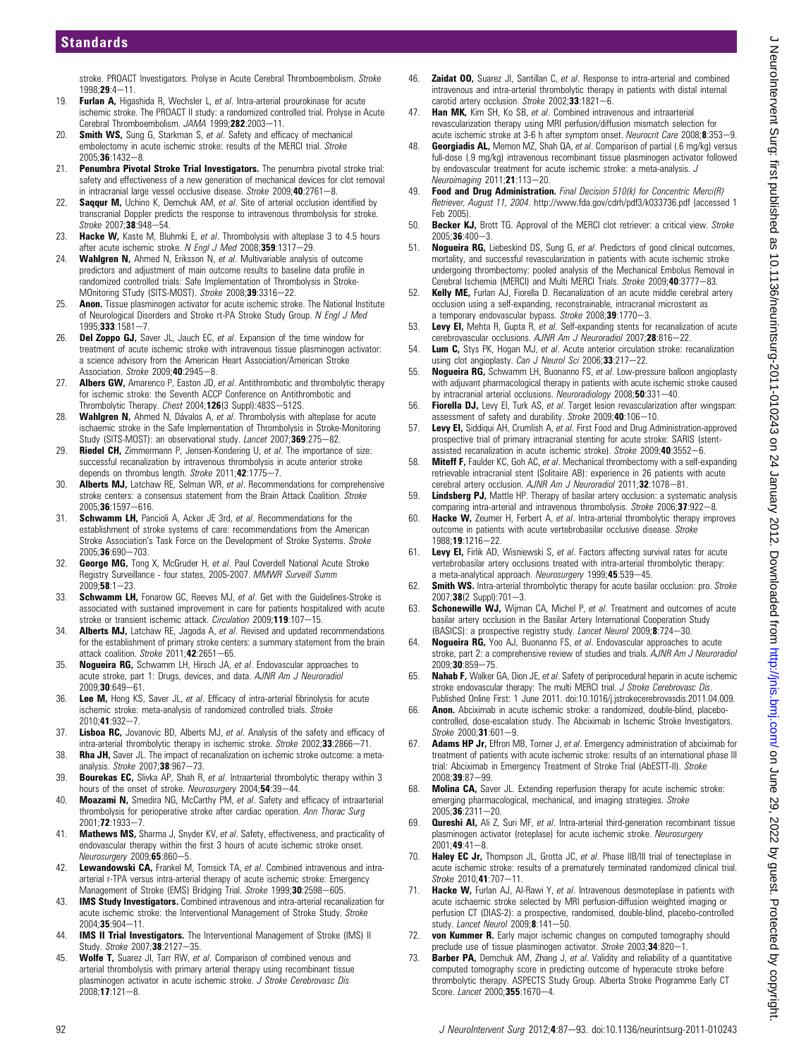stroke. PROACT Investigators. Prolyse in Acute Cerebral Thromboembolism. *Stroke* 1998;**29**:4–11.

19. **Furlan A,** Higashida R, Wechsler L, *et al*. Intra-arterial prourokinase for acute ischemic stroke. The PROACT II study: a randomized controlled trial. Prolyse in Acute Cerebral Thromboembolism. *JAMA* 1999;**282**:2003–11.
20. **Smith WS,** Sung G, Starkman S, *et al*. Safety and efficacy of mechanical embolectomy in acute ischemic stroke: results of the MERCI trial. *Stroke* 2005;**36**:1432–8.
21. **Penumbra Pivotal Stroke Trial Investigators.** The penumbra pivotal stroke trial: safety and effectiveness of a new generation of mechanical devices for clot removal in intracranial large vessel occlusive disease. *Stroke* 2009;**40**:2761–8.
22. **Saqqur M,** Uchino K, Demchuk AM, *et al*. Site of arterial occlusion identified by transcranial Doppler predicts the response to intravenous thrombolysis for stroke. *Stroke* 2007;**38**:948–54.
23. **Hacke W,** Kaste M, Bluhmki E, *et al*. Thrombolysis with alteplase 3 to 4.5 hours after acute ischemic stroke. *N Engl J Med* 2008;**359**:1317–29.
24. **Wahlgren N,** Ahmed N, Eriksson N, *et al*. Multivariable analysis of outcome predictors and adjustment of main outcome results to baseline data profile in randomized controlled trials: Safe Implementation of Thrombolysis in Stroke-MOnitoring STudy (SITS-MOST). *Stroke* 2008;**39**:3316–22.
25. **Anon.** Tissue plasminogen activator for acute ischemic stroke. The National Institute of Neurological Disorders and Stroke rt-PA Stroke Study Group. *N Engl J Med* 1995;**333**:1581–7.
26. **Del Zoppo GJ,** Saver JL, Jauch EC, *et al*. Expansion of the time window for treatment of acute ischemic stroke with intravenous tissue plasminogen activator: a science advisory from the American Heart Association/American Stroke Association. *Stroke* 2009;**40**:2945–8.
27. **Albers GW,** Amarenco P, Easton JD, *et al*. Antithrombotic and thrombolytic therapy for ischemic stroke: the Seventh ACCP Conference on Antithrombotic and Thrombolytic Therapy. *Chest* 2004;**126**(3 Suppl):483S–512S.
28. **Wahlgren N,** Ahmed N, Dávalos A, *et al*. Thrombolysis with alteplase for acute ischaemic stroke in the Safe Implementation of Thrombolysis in Stroke-Monitoring Study (SITS-MOST): an observational study. *Lancet* 2007;**369**:275–82.
29. **Riedel CH,** Zimmermann P, Jensen-Kondering U, *et al*. The importance of size: successful recanalization by intravenous thrombolysis in acute anterior stroke depends on thrombus length. *Stroke* 2011;**42**:1775–7.
30. **Alberts MJ,** Latchaw RE, Selman WR, *et al*. Recommendations for comprehensive stroke centers: a consensus statement from the Brain Attack Coalition. *Stroke* 2005;**36**:1597–616.
31. **Schwamm LH,** Pancioli A, Acker JE 3rd, *et al*. Recommendations for the establishment of stroke systems of care: recommendations from the American Stroke Association's Task Force on the Development of Stroke Systems. *Stroke* 2005;**36**:690–703.
32. **George MG,** Tong X, McGruder H, *et al*. Paul Coverdell National Acute Stroke Registry Surveillance - four states, 2005-2007. *MMWR Surveill Summ* 2009;**58**:1–23.
33. **Schwamm LH,** Fonarow GC, Reeves MJ, *et al*. Get with the Guidelines-Stroke is associated with sustained improvement in care for patients hospitalized with acute stroke or transient ischemic attack. *Circulation* 2009;**119**:107–15.
34. **Alberts MJ,** Latchaw RE, Jagoda A, *et al*. Revised and updated recommendations for the establishment of primary stroke centers: a summary statement from the brain attack coalition. *Stroke* 2011;**42**:2651–65.
35. **Nogueira RG,** Schwamm LH, Hirsch JA, *et al*. Endovascular approaches to acute stroke, part 1: Drugs, devices, and data. *AJNR Am J Neuroradiol* 2009;**30**:649–61.
36. **Lee M,** Hong KS, Saver JL, *et al*. Efficacy of intra-arterial fibrinolysis for acute ischemic stroke: meta-analysis of randomized controlled trials. *Stroke* 2010;**41**:932–7.
37. **Lisboa RC,** Jovanovic BD, Alberts MJ, *et al*. Analysis of the safety and efficacy of intra-arterial thrombolytic therapy in ischemic stroke. *Stroke* 2002;**33**:2866–71.
38. **Rha JH,** Saver JL. The impact of recanalization on ischemic stroke outcome: a meta-analysis. *Stroke* 2007;**38**:967–73.
39. **Bourekas EC,** Slivka AP, Shah R, *et al*. Intraarterial thrombolytic therapy within 3 hours of the onset of stroke. *Neurosurgery* 2004;**54**:39–44.
40. **Moazami N,** Smedira NG, McCarthy PM, *et al*. Safety and efficacy of intraarterial thrombolysis for perioperative stroke after cardiac operation. *Ann Thorac Surg* 2001;**72**:1933–7.
41. **Mathews MS,** Sharma J, Snyder KV, *et al*. Safety, effectiveness, and practicality of endovascular therapy within the first 3 hours of acute ischemic stroke onset. *Neurosurgery* 2009;**65**:860–5.
42. **Lewandowski CA,** Frankel M, Tomsick TA, *et al*. Combined intravenous and intra-arterial r-TPA versus intra-arterial therapy of acute ischemic stroke: Emergency Management of Stroke (EMS) Bridging Trial. *Stroke* 1999;**30**:2598–605.
43. **IMS Study Investigators.** Combined intravenous and intra-arterial recanalization for acute ischemic stroke: the Interventional Management of Stroke Study. *Stroke* 2004;**35**:904–11.
44. **IMS II Trial Investigators.** The Interventional Management of Stroke (IMS) II Study. *Stroke* 2007;**38**:2127–35.
45. **Wolfe T,** Suarez JI, Tarr RW, *et al*. Comparison of combined venous and arterial thrombolysis with primary arterial therapy using recombinant tissue plasminogen activator in acute ischemic stroke. *J Stroke Cerebrovasc Dis* 2008;**17**:121–8.
46. **Zaidat OO,** Suarez JI, Santillan C, *et al*. Response to intra-arterial and combined intravenous and intra-arterial thrombolytic therapy in patients with distal internal carotid artery occlusion. *Stroke* 2002;**33**:1821–6.
47. **Han MK,** Kim SH, Ko SB, *et al*. Combined intravenous and intraarterial revascularization therapy using MRI perfusion/diffusion mismatch selection for acute ischemic stroke at 3-6 h after symptom onset. *Neurocrit Care* 2008;**8**:353–9.
48. **Georgiadis AL,** Memon MZ, Shah QA, *et al*. Comparison of partial (.6 mg/kg) versus full-dose (.9 mg/kg) intravenous recombinant tissue plasminogen activator followed by endovascular treatment for acute ischemic stroke: a meta-analysis. *J Neuroimaging* 2011;**21**:113–20.
49. **Food and Drug Administration.** *Final Decision 510(k) for Concentric Merci(R) Retriever, August 11, 2004*. http://www.fda.gov/cdrh/pdf3/k033736.pdf (accessed 1 Feb 2005).
50. **Becker KJ,** Brott TG. Approval of the MERCI clot retriever: a critical view. *Stroke* 2005;**36**:400–3.
51. **Nogueira RG,** Liebeskind DS, Sung G, *et al*. Predictors of good clinical outcomes, mortality, and successful revascularization in patients with acute ischemic stroke undergoing thrombectomy: pooled analysis of the Mechanical Embolus Removal in Cerebral Ischemia (MERCI) and Multi MERCI Trials. *Stroke* 2009;**40**:3777–83.
52. **Kelly ME,** Furlan AJ, Fiorella D. Recanalization of an acute middle cerebral artery occlusion using a self-expanding, reconstrainable, intracranial microstent as a temporary endovascular bypass. *Stroke* 2008;**39**:1770–3.
53. **Levy EI,** Mehta R, Gupta R, *et al*. Self-expanding stents for recanalization of acute cerebrovascular occlusions. *AJNR Am J Neuroradiol* 2007;**28**:816–22.
54. **Lum C,** Stys PK, Hogan MJ, *et al*. Acute anterior circulation stroke: recanalization using clot angioplasty. *Can J Neurol Sci* 2006;**33**:217–22.
55. **Nogueira RG,** Schwamm LH, Buonanno FS, *et al*. Low-pressure balloon angioplasty with adjuvant pharmacological therapy in patients with acute ischemic stroke caused by intracranial arterial occlusions. *Neuroradiology* 2008;**50**:331–40.
56. **Fiorella DJ,** Levy EI, Turk AS, *et al*. Target lesion revascularization after wingspan: assessment of safety and durability. *Stroke* 2009;**40**:106–10.
57. **Levy EI,** Siddiqui AH, Crumlish A, *et al*. First Food and Drug Administration-approved prospective trial of primary intracranial stenting for acute stroke: SARIS (stent-assisted recanalization in acute ischemic stroke). *Stroke* 2009;**40**:3552–6.
58. **Miteff F,** Faulder KC, Goh AC, *et al*. Mechanical thrombectomy with a self-expanding retrievable intracranial stent (Solitaire AB): experience in 26 patients with acute cerebral artery occlusion. *AJNR Am J Neuroradiol* 2011;**32**:1078–81.
59. **Lindsberg PJ,** Mattle HP. Therapy of basilar artery occlusion: a systematic analysis comparing intra-arterial and intravenous thrombolysis. *Stroke* 2006;**37**:922–8.
60. **Hacke W,** Zeumer H, Ferbert A, *et al*. Intra-arterial thrombolytic therapy improves outcome in patients with acute vertebrobasilar occlusive disease. *Stroke* 1988;**19**:1216–22.
61. **Levy EI,** Firlik AD, Wisniewski S, *et al*. Factors affecting survival rates for acute vertebrobasilar artery occlusions treated with intra-arterial thrombolytic therapy: a meta-analytical approach. *Neurosurgery* 1999;**45**:539–45.
62. **Smith WS.** Intra-arterial thrombolytic therapy for acute basilar occlusion: pro. *Stroke* 2007;**38**(2 Suppl):701–3.
63. **Schonewille WJ,** Wijman CA, Michel P, *et al*. Treatment and outcomes of acute basilar artery occlusion in the Basilar Artery International Cooperation Study (BASICS): a prospective registry study. *Lancet Neurol* 2009;**8**:724–30.
64. **Nogueira RG,** Yoo AJ, Buonanno FS, *et al*. Endovascular approaches to acute stroke, part 2: a comprehensive review of studies and trials. *AJNR Am J Neuroradiol* 2009;**30**:859–75.
65. **Nahab F,** Walker GA, Dion JE, *et al*. Safety of periprocedural heparin in acute ischemic stroke endovascular therapy: The multi MERCI trial. *J Stroke Cerebrovasc Dis*. Published Online First: 1 June 2011. doi:10.1016/j.jstrokecerebrovasdis.2011.04.009.
66. **Anon.** Abciximab in acute ischemic stroke: a randomized, double-blind, placebo-controlled, dose-escalation study. The Abciximab in Ischemic Stroke Investigators. *Stroke* 2000;**31**:601–9.
67. **Adams HP Jr,** Effron MB, Torner J, *et al*. Emergency administration of abciximab for treatment of patients with acute ischemic stroke: results of an international phase III trial: Abciximab in Emergency Treatment of Stroke Trial (AbESTT-II). *Stroke* 2008;**39**:87–99.
68. **Molina CA,** Saver JL. Extending reperfusion therapy for acute ischemic stroke: emerging pharmacological, mechanical, and imaging strategies. *Stroke* 2005;**36**:2311–20.
69. **Qureshi AI,** Ali Z, Suri MF, *et al*. Intra-arterial third-generation recombinant tissue plasminogen activator (reteplase) for acute ischemic stroke. *Neurosurgery* 2001;**49**:41–8.
70. **Haley EC Jr,** Thompson JL, Grotta JC, *et al*. Phase IIB/III trial of tenecteplase in acute ischemic stroke: results of a prematurely terminated randomized clinical trial. *Stroke* 2010;**41**:707–11.
71. **Hacke W,** Furlan AJ, Al-Rawi Y, *et al*. Intravenous desmoteplase in patients with acute ischaemic stroke selected by MRI perfusion-diffusion weighted imaging or perfusion CT (DIAS-2): a prospective, randomised, double-blind, placebo-controlled study. *Lancet Neurol* 2009;**8**:141–50.
72. **von Kummer R.** Early major ischemic changes on computed tomography should preclude use of tissue plasminogen activator. *Stroke* 2003;**34**:820–1.
73. **Barber PA,** Demchuk AM, Zhang J, *et al*. Validity and reliability of a quantitative computed tomography score in predicting outcome of hyperacute stroke before thrombolytic therapy. ASPECTS Study Group. Alberta Stroke Programme Early CT Score. *Lancet* 2000;**355**:1670–4.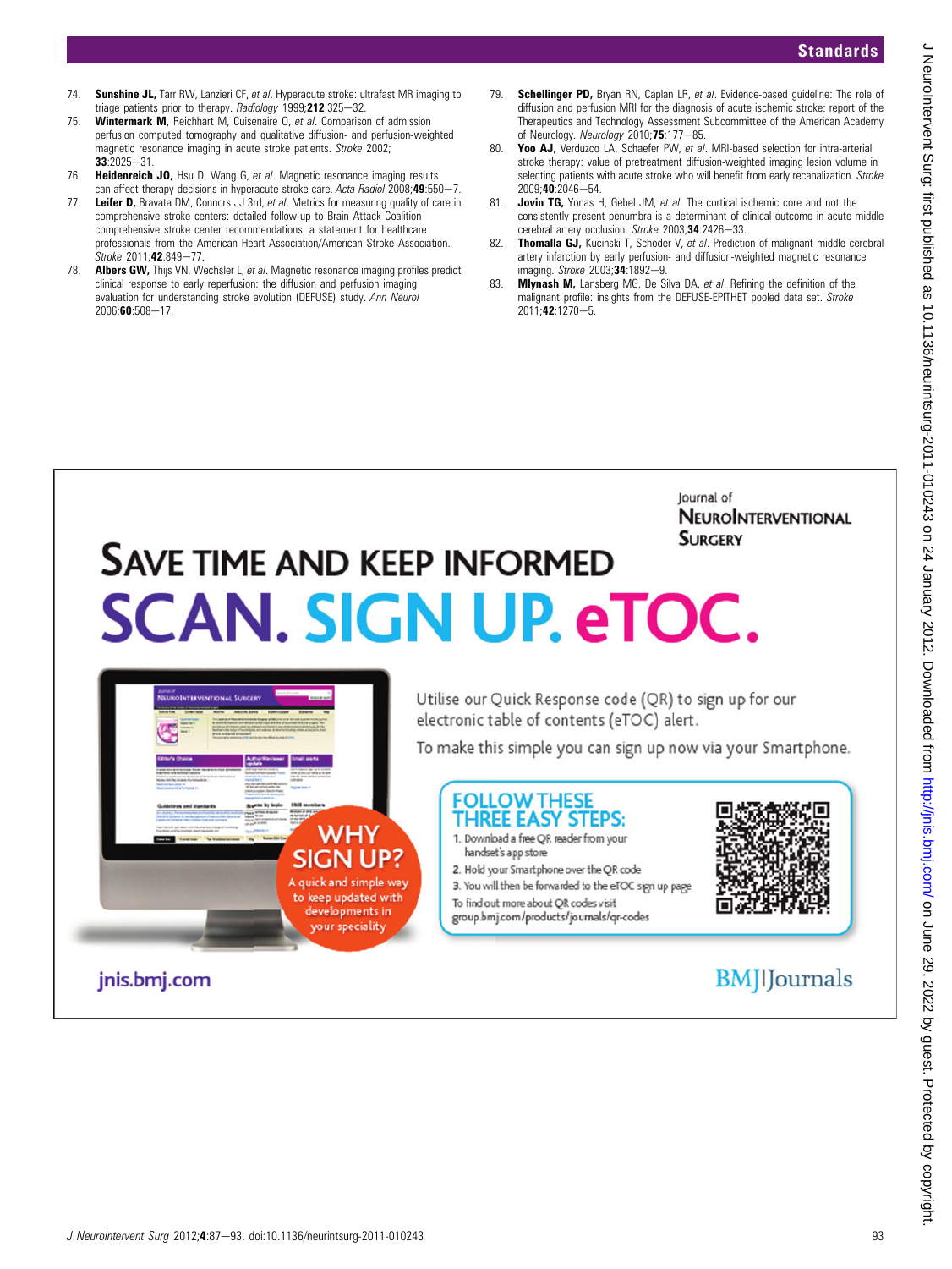74. **Sunshine JL,** Tarr RW, Lanzieri CF, *et al*. Hyperacute stroke: ultrafast MR imaging to triage patients prior to therapy. *Radiology* 1999;**212**:325—32.
75. **Wintermark M,** Reichhart M, Cuisenaire O, *et al*. Comparison of admission perfusion computed tomography and qualitative diffusion- and perfusion-weighted magnetic resonance imaging in acute stroke patients. *Stroke* 2002; **33**:2025—31.
76. **Heidenreich JO,** Hsu D, Wang G, *et al*. Magnetic resonance imaging results can affect therapy decisions in hyperacute stroke care. *Acta Radiol* 2008;**49**:550—7.
77. **Leifer D,** Bravata DM, Connors JJ 3rd, *et al*. Metrics for measuring quality of care in comprehensive stroke centers: detailed follow-up to Brain Attack Coalition comprehensive stroke center recommendations: a statement for healthcare professionals from the American Heart Association/American Stroke Association. *Stroke* 2011;**42**:849—77.
78. **Albers GW,** Thijs VN, Wechsler L, *et al*. Magnetic resonance imaging profiles predict clinical response to early reperfusion: the diffusion and perfusion imaging evaluation for understanding stroke evolution (DEFUSE) study. *Ann Neurol* 2006;**60**:508—17.
79. **Schellinger PD,** Bryan RN, Caplan LR, *et al*. Evidence-based guideline: The role of diffusion and perfusion MRI for the diagnosis of acute ischemic stroke: report of the Therapeutics and Technology Assessment Subcommittee of the American Academy of Neurology. *Neurology* 2010;**75**:177—85.
80. **Yoo AJ,** Verduzco LA, Schaefer PW, *et al*. MRI-based selection for intra-arterial stroke therapy: value of pretreatment diffusion-weighted imaging lesion volume in selecting patients with acute stroke who will benefit from early recanalization. *Stroke* 2009;**40**:2046—54.
81. **Jovin TG,** Yonas H, Gebel JM, *et al*. The cortical ischemic core and not the consistently present penumbra is a determinant of clinical outcome in acute middle cerebral artery occlusion. *Stroke* 2003;**34**:2426—33.
82. **Thomalla GJ,** Kucinski T, Schoder V, *et al*. Prediction of malignant middle cerebral artery infarction by early perfusion- and diffusion-weighted magnetic resonance imaging. *Stroke* 2003;**34**:1892—9.
83. **Mlynash M,** Lansberg MG, De Silva DA, *et al*. Refining the definition of the malignant profile: insights from the DEFUSE-EPITHET pooled data set. *Stroke* 2011;**42**:1270—5.

Journal of NeuroInterventional Surgery

# SAVE TIME AND KEEP INFORMED
# SCAN. SIGN UP. eTOC.

WHY SIGN UP? A quick and simple way to keep updated with developments in your speciality

Utilise our Quick Response code (QR) to sign up for our electronic table of contents (eTOC) alert.

To make this simple you can sign up now via your Smartphone.

**FOLLOW THESE THREE EASY STEPS:**

1. Download a free QR reader from your handset's app store
2. Hold your Smartphone over the QR code
3. You will then be forwarded to the eTOC sign up page

To find out more about QR codes visit group.bmj.com/products/journals/qr-codes

jnis.bmj.com

BMJ|Journals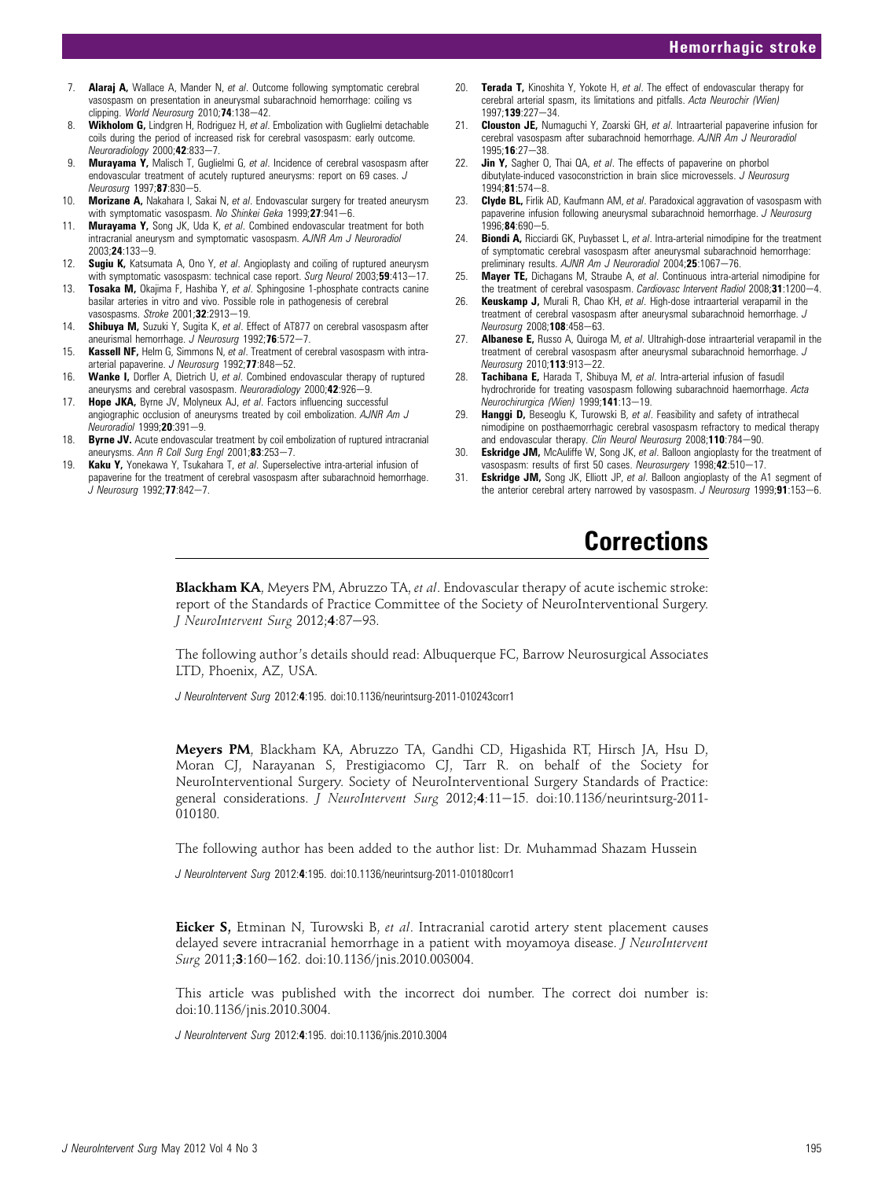7. **Alaraj A,** Wallace A, Mander N, *et al*. Outcome following symptomatic cerebral vasospasm on presentation in aneurysmal subarachnoid hemorrhage: coiling vs clipping. *World Neurosurg* 2010;**74**:138–42.
8. **Wikholom G,** Lindgren H, Rodriguez H, *et al*. Embolization with Guglielmi detachable coils during the period of increased risk for cerebral vasospasm: early outcome. *Neuroradiology* 2000;**42**:833–7.
9. **Murayama Y,** Malisch T, Guglielmi G, *et al*. Incidence of cerebral vasospasm after endovascular treatment of acutely ruptured aneurysms: report on 69 cases. *J Neurosurg* 1997;**87**:830–5.
10. **Morizane A,** Nakahara I, Sakai N, *et al*. Endovascular surgery for treated aneurysm with symptomatic vasospasm. *No Shinkei Geka* 1999;**27**:941–6.
11. **Murayama Y,** Song JK, Uda K, *et al*. Combined endovascular treatment for both intracranial aneurysm and symptomatic vasospasm. *AJNR Am J Neuroradiol* 2003;**24**:133–9.
12. **Sugiu K,** Katsumata A, Ono Y, *et al*. Angioplasty and coiling of ruptured aneurysm with symptomatic vasospasm: technical case report. *Surg Neurol* 2003;**59**:413–17.
13. **Tosaka M,** Okajima F, Hashiba Y, *et al*. Sphingosine 1-phosphate contracts canine basilar arteries in vitro and vivo. Possible role in pathogenesis of cerebral vasospasms. *Stroke* 2001;**32**:2913–19.
14. **Shibuya M,** Suzuki Y, Sugita K, *et al*. Effect of AT877 on cerebral vasospasm after aneurismal hemorrhage. *J Neurosurg* 1992;**76**:572–7.
15. **Kassell NF,** Helm G, Simmons N, *et al*. Treatment of cerebral vasospasm with intra-arterial papaverine. *J Neurosurg* 1992;**77**:848–52.
16. **Wanke I,** Dorfler A, Dietrich U, *et al*. Combined endovascular therapy of ruptured aneurysms and cerebral vasospasm. *Neuroradiology* 2000;**42**:926–9.
17. **Hope JKA,** Byrne JV, Molyneux AJ, *et al*. Factors influencing successful angiographic occlusion of aneurysms treated by coil embolization. *AJNR Am J Neuroradiol* 1999;**20**:391–9.
18. **Byrne JV.** Acute endovascular treatment by coil embolization of ruptured intracranial aneurysms. *Ann R Coll Surg Engl* 2001;**83**:253–7.
19. **Kaku Y,** Yonekawa Y, Tsukahara T, *et al*. Superselective intra-arterial infusion of papaverine for the treatment of cerebral vasospasm after subarachnoid hemorrhage. *J Neurosurg* 1992;**77**:842–7.
20. **Terada T,** Kinoshita Y, Yokote H, *et al*. The effect of endovascular therapy for cerebral arterial spasm, its limitations and pitfalls. *Acta Neurochir (Wien)* 1997;**139**:227–34.
21. **Clouston JE,** Numaguchi Y, Zoarski GH, *et al*. Intraarterial papaverine infusion for cerebral vasospasm after subarachnoid hemorrhage. *AJNR Am J Neuroradiol* 1995;**16**:27–38.
22. **Jin Y,** Sagher O, Thai QA, *et al*. The effects of papaverine on phorbol dibutylate-induced vasoconstriction in brain slice microvessels. *J Neurosurg* 1994;**81**:574–8.
23. **Clyde BL,** Firlik AD, Kaufmann AM, *et al*. Paradoxical aggravation of vasospasm with papaverine infusion following aneurysmal subarachnoid hemorrhage. *J Neurosurg* 1996;**84**:690–5.
24. **Biondi A,** Ricciardi GK, Puybasset L, *et al*. Intra-arterial nimodipine for the treatment of symptomatic cerebral vasospasm after aneurysmal subarachnoid hemorrhage: preliminary results. *AJNR Am J Neuroradiol* 2004;**25**:1067–76.
25. **Mayer TE,** Dichagans M, Straube A, *et al*. Continuous intra-arterial nimodipine for the treatment of cerebral vasospasm. *Cardiovasc Intervent Radiol* 2008;**31**:1200–4.
26. **Keuskamp J,** Murali R, Chao KH, *et al*. High-dose intraarterial verapamil in the treatment of cerebral vasospasm after aneurysmal subarachnoid hemorrhage. *J Neurosurg* 2008;**108**:458–63.
27. **Albanese E,** Russo A, Quiroga M, *et al*. Ultrahigh-dose intraarterial verapamil in the treatment of cerebral vasospasm after aneurysmal subarachnoid hemorrhage. *J Neurosurg* 2010;**113**:913–22.
28. **Tachibana E,** Harada T, Shibuya M, *et al*. Intra-arterial infusion of fasudil hydrochroride for treating vasospasm following subarachnoid haemorrhage. *Acta Neurochirurgica (Wien)* 1999;**141**:13–19.
29. **Hanggi D,** Beseoglu K, Turowski B, *et al*. Feasibility and safety of intrathecal nimodipine on posthaemorrhagic cerebral vasospasm refractory to medical therapy and endovascular therapy. *Clin Neurol Neurosurg* 2008;**110**:784–90.
30. **Eskridge JM,** McAuliffe W, Song JK, *et al*. Balloon angioplasty for the treatment of vasospasm: results of first 50 cases. *Neurosurgery* 1998;**42**:510–17.
31. **Eskridge JM,** Song JK, Elliott JP, *et al*. Balloon angioplasty of the A1 segment of the anterior cerebral artery narrowed by vasospasm. *J Neurosurg* 1999;**91**:153–6.

# Corrections

**Blackham KA**, Meyers PM, Abruzzo TA, *et al*. Endovascular therapy of acute ischemic stroke: report of the Standards of Practice Committee of the Society of NeuroInterventional Surgery. *J NeuroIntervent Surg* 2012;**4**:87–93.

The following author's details should read: Albuquerque FC, Barrow Neurosurgical Associates LTD, Phoenix, AZ, USA.

*J NeuroIntervent Surg* 2012:**4**:195. doi:10.1136/neurintsurg-2011-010243corr1

**Meyers PM**, Blackham KA, Abruzzo TA, Gandhi CD, Higashida RT, Hirsch JA, Hsu D, Moran CJ, Narayanan S, Prestigiacomo CJ, Tarr R. on behalf of the Society for NeuroInterventional Surgery. Society of NeuroInterventional Surgery Standards of Practice: general considerations. *J NeuroIntervent Surg* 2012;**4**:11–15. doi:10.1136/neurintsurg-2011-010180.

The following author has been added to the author list: Dr. Muhammad Shazam Hussein

*J NeuroIntervent Surg* 2012:**4**:195. doi:10.1136/neurintsurg-2011-010180corr1

**Eicker S,** Etminan N, Turowski B, *et al*. Intracranial carotid artery stent placement causes delayed severe intracranial hemorrhage in a patient with moyamoya disease. *J NeuroIntervent Surg* 2011;**3**:160–162. doi:10.1136/jnis.2010.003004.

This article was published with the incorrect doi number. The correct doi number is: doi:10.1136/jnis.2010.3004.

*J NeuroIntervent Surg* 2012:**4**:195. doi:10.1136/jnis.2010.3004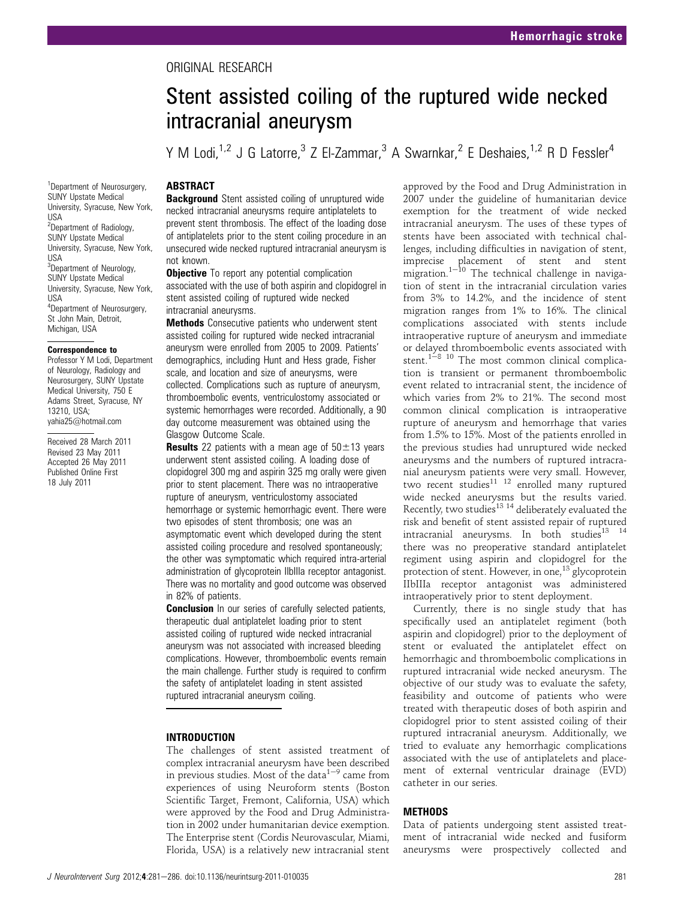ORIGINAL RESEARCH

# Stent assisted coiling of the ruptured wide necked intracranial aneurysm

Y M Lodi,[1,2] J G Latorre,[3] Z El-Zammar,[3] A Swarnkar,[2] E Deshaies,[1,2] R D Fessler[4]

[1]Department of Neurosurgery, SUNY Upstate Medical University, Syracuse, New York, USA
[2]Department of Radiology, SUNY Upstate Medical University, Syracuse, New York, USA
[3]Department of Neurology, SUNY Upstate Medical University, Syracuse, New York, USA
[4]Department of Neurosurgery, St John Main, Detroit, Michigan, USA

**Correspondence to**
Professor Y M Lodi, Department of Neurology, Radiology and Neurosurgery, SUNY Upstate Medical University, 750 E Adams Street, Syracuse, NY 13210, USA; yahia25@hotmail.com

Received 28 March 2011
Revised 23 May 2011
Accepted 26 May 2011
Published Online First 18 July 2011

## ABSTRACT

**Background** Stent assisted coiling of unruptured wide necked intracranial aneurysms require antiplatelets to prevent stent thrombosis. The effect of the loading dose of antiplatelets prior to the stent coiling procedure in an unsecured wide necked ruptured intracranial aneurysm is not known.

**Objective** To report any potential complication associated with the use of both aspirin and clopidogrel in stent assisted coiling of ruptured wide necked intracranial aneurysms.

**Methods** Consecutive patients who underwent stent assisted coiling for ruptured wide necked intracranial aneurysm were enrolled from 2005 to 2009. Patients' demographics, including Hunt and Hess grade, Fisher scale, and location and size of aneurysms, were collected. Complications such as rupture of aneurysm, thromboembolic events, ventriculostomy associated or systemic hemorrhages were recorded. Additionally, a 90 day outcome measurement was obtained using the Glasgow Outcome Scale.

**Results** 22 patients with a mean age of 50±13 years underwent stent assisted coiling. A loading dose of clopidogrel 300 mg and aspirin 325 mg orally were given prior to stent placement. There was no intraoperative rupture of aneurysm, ventriculostomy associated hemorrhage or systemic hemorrhagic event. There were two episodes of stent thrombosis; one was an asymptomatic event which developed during the stent assisted coiling procedure and resolved spontaneously; the other was symptomatic which required intra-arterial administration of glycoprotein IIbIIIa receptor antagonist. There was no mortality and good outcome was observed in 82% of patients.

**Conclusion** In our series of carefully selected patients, therapeutic dual antiplatelet loading prior to stent assisted coiling of ruptured wide necked intracranial aneurysm was not associated with increased bleeding complications. However, thromboembolic events remain the main challenge. Further study is required to confirm the safety of antiplatelet loading in stent assisted ruptured intracranial aneurysm coiling.

## INTRODUCTION

The challenges of stent assisted treatment of complex intracranial aneurysm have been described in previous studies. Most of the data[1–9] came from experiences of using Neuroform stents (Boston Scientific Target, Fremont, California, USA) which were approved by the Food and Drug Administration in 2002 under humanitarian device exemption. The Enterprise stent (Cordis Neurovascular, Miami, Florida, USA) is a relatively new intracranial stent approved by the Food and Drug Administration in 2007 under the guideline of humanitarian device exemption for the treatment of wide necked intracranial aneurysm. The uses of these types of stents have been associated with technical challenges, including difficulties in navigation of stent, imprecise placement of stent and stent migration.[1–10] The technical challenge in navigation of stent in the intracranial circulation varies from 3% to 14.2%, and the incidence of stent migration ranges from 1% to 16%. The clinical complications associated with stents include intraoperative rupture of aneurysm and immediate or delayed thromboembolic events associated with stent.[1–8 10] The most common clinical complication is transient or permanent thromboembolic event related to intracranial stent, the incidence of which varies from 2% to 21%. The second most common clinical complication is intraoperative rupture of aneurysm and hemorrhage that varies from 1.5% to 15%. Most of the patients enrolled in the previous studies had unruptured wide necked aneurysms and the numbers of ruptured intracranial aneurysm patients were very small. However, two recent studies[11 12] enrolled many ruptured wide necked aneurysms but the results varied. Recently, two studies[13 14] deliberately evaluated the risk and benefit of stent assisted repair of ruptured intracranial aneurysms. In both studies[13 14] there was no preoperative standard antiplatelet regiment using aspirin and clopidogrel for the protection of stent. However, in one,[13] glycoprotein IIbIIIa receptor antagonist was administered intraoperatively prior to stent deployment.

Currently, there is no single study that has specifically used an antiplatelet regiment (both aspirin and clopidogrel) prior to the deployment of stent or evaluated the antiplatelet effect on hemorrhagic and thromboembolic complications in ruptured intracranial wide necked aneurysm. The objective of our study was to evaluate the safety, feasibility and outcome of patients who were treated with therapeutic doses of both aspirin and clopidogrel prior to stent assisted coiling of their ruptured intracranial aneurysm. Additionally, we tried to evaluate any hemorrhagic complications associated with the use of antiplatelets and placement of external ventricular drainage (EVD) catheter in our series.

## METHODS

Data of patients undergoing stent assisted treatment of intracranial wide necked and fusiform aneurysms were prospectively collected and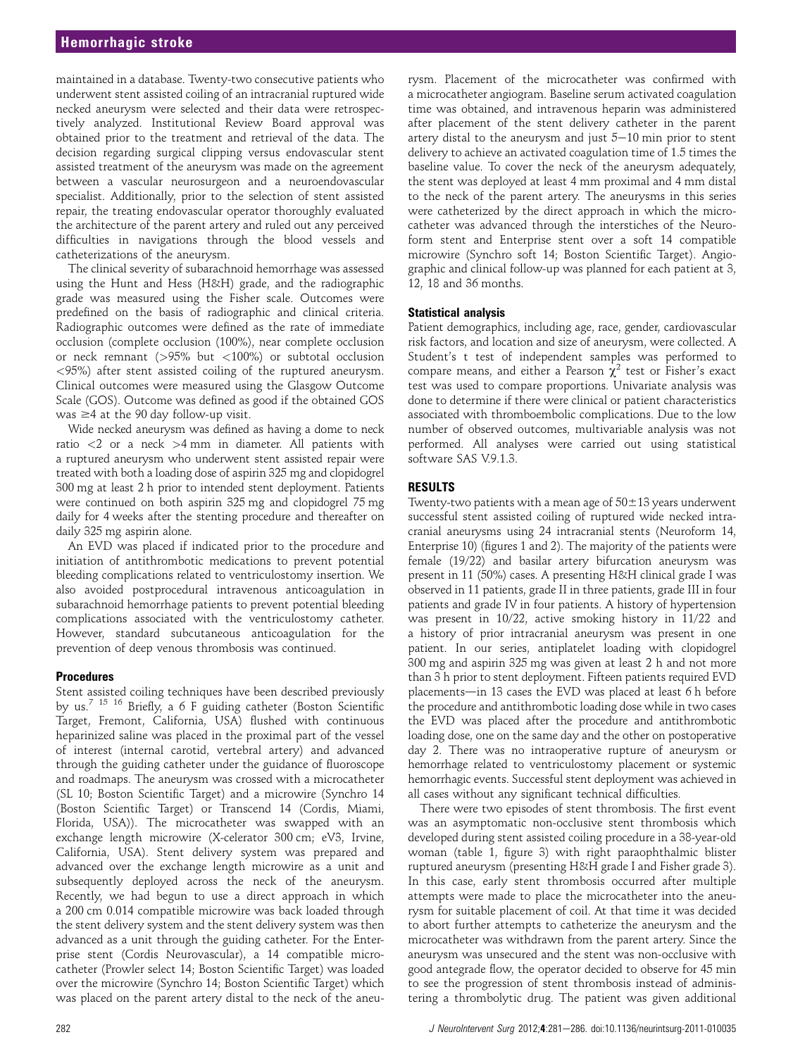maintained in a database. Twenty-two consecutive patients who underwent stent assisted coiling of an intracranial ruptured wide necked aneurysm were selected and their data were retrospectively analyzed. Institutional Review Board approval was obtained prior to the treatment and retrieval of the data. The decision regarding surgical clipping versus endovascular stent assisted treatment of the aneurysm was made on the agreement between a vascular neurosurgeon and a neuroendovascular specialist. Additionally, prior to the selection of stent assisted repair, the treating endovascular operator thoroughly evaluated the architecture of the parent artery and ruled out any perceived difficulties in navigations through the blood vessels and catheterizations of the aneurysm.

The clinical severity of subarachnoid hemorrhage was assessed using the Hunt and Hess (H&H) grade, and the radiographic grade was measured using the Fisher scale. Outcomes were predefined on the basis of radiographic and clinical criteria. Radiographic outcomes were defined as the rate of immediate occlusion (complete occlusion (100%), near complete occlusion or neck remnant (>95% but <100%) or subtotal occlusion <95%) after stent assisted coiling of the ruptured aneurysm. Clinical outcomes were measured using the Glasgow Outcome Scale (GOS). Outcome was defined as good if the obtained GOS was ≥4 at the 90 day follow-up visit.

Wide necked aneurysm was defined as having a dome to neck ratio <2 or a neck >4 mm in diameter. All patients with a ruptured aneurysm who underwent stent assisted repair were treated with both a loading dose of aspirin 325 mg and clopidogrel 300 mg at least 2 h prior to intended stent deployment. Patients were continued on both aspirin 325 mg and clopidogrel 75 mg daily for 4 weeks after the stenting procedure and thereafter on daily 325 mg aspirin alone.

An EVD was placed if indicated prior to the procedure and initiation of antithrombotic medications to prevent potential bleeding complications related to ventriculostomy insertion. We also avoided postprocedural intravenous anticoagulation in subarachnoid hemorrhage patients to prevent potential bleeding complications associated with the ventriculostomy catheter. However, standard subcutaneous anticoagulation for the prevention of deep venous thrombosis was continued.

### Procedures

Stent assisted coiling techniques have been described previously by us.[7 15 16] Briefly, a 6 F guiding catheter (Boston Scientific Target, Fremont, California, USA) flushed with continuous heparinized saline was placed in the proximal part of the vessel of interest (internal carotid, vertebral artery) and advanced through the guiding catheter under the guidance of fluoroscope and roadmaps. The aneurysm was crossed with a microcatheter (SL 10; Boston Scientific Target) and a microwire (Synchro 14 (Boston Scientific Target) or Transcend 14 (Cordis, Miami, Florida, USA)). The microcatheter was swapped with an exchange length microwire (X-celerator 300 cm; eV3, Irvine, California, USA). Stent delivery system was prepared and advanced over the exchange length microwire as a unit and subsequently deployed across the neck of the aneurysm. Recently, we had begun to use a direct approach in which a 200 cm 0.014 compatible microwire was back loaded through the stent delivery system and the stent delivery system was then advanced as a unit through the guiding catheter. For the Enterprise stent (Cordis Neurovascular), a 14 compatible microcatheter (Prowler select 14; Boston Scientific Target) was loaded over the microwire (Synchro 14; Boston Scientific Target) which was placed on the parent artery distal to the neck of the aneurysm. Placement of the microcatheter was confirmed with a microcatheter angiogram. Baseline serum activated coagulation time was obtained, and intravenous heparin was administered after placement of the stent delivery catheter in the parent artery distal to the aneurysm and just 5–10 min prior to stent delivery to achieve an activated coagulation time of 1.5 times the baseline value. To cover the neck of the aneurysm adequately, the stent was deployed at least 4 mm proximal and 4 mm distal to the neck of the parent artery. The aneurysms in this series were catheterized by the direct approach in which the microcatheter was advanced through the interstiches of the Neuroform stent and Enterprise stent over a soft 14 compatible microwire (Synchro soft 14; Boston Scientific Target). Angiographic and clinical follow-up was planned for each patient at 3, 12, 18 and 36 months.

### Statistical analysis

Patient demographics, including age, race, gender, cardiovascular risk factors, and location and size of aneurysm, were collected. A Student's t test of independent samples was performed to compare means, and either a Pearson $\chi^2$ test or Fisher's exact test was used to compare proportions. Univariate analysis was done to determine if there were clinical or patient characteristics associated with thromboembolic complications. Due to the low number of observed outcomes, multivariable analysis was not performed. All analyses were carried out using statistical software SAS V.9.1.3.

## RESULTS

Twenty-two patients with a mean age of 50±13 years underwent successful stent assisted coiling of ruptured wide necked intracranial aneurysms using 24 intracranial stents (Neuroform 14, Enterprise 10) (figures 1 and 2). The majority of the patients were female (19/22) and basilar artery bifurcation aneurysm was present in 11 (50%) cases. A presenting H&H clinical grade I was observed in 11 patients, grade II in three patients, grade III in four patients and grade IV in four patients. A history of hypertension was present in 10/22, active smoking history in 11/22 and a history of prior intracranial aneurysm was present in one patient. In our series, antiplatelet loading with clopidogrel 300 mg and aspirin 325 mg was given at least 2 h and not more than 3 h prior to stent deployment. Fifteen patients required EVD placements—in 13 cases the EVD was placed at least 6 h before the procedure and antithrombotic loading dose while in two cases the EVD was placed after the procedure and antithrombotic loading dose, one on the same day and the other on postoperative day 2. There was no intraoperative rupture of aneurysm or hemorrhage related to ventriculostomy placement or systemic hemorrhagic events. Successful stent deployment was achieved in all cases without any significant technical difficulties.

There were two episodes of stent thrombosis. The first event was an asymptomatic non-occlusive stent thrombosis which developed during stent assisted coiling procedure in a 38-year-old woman (table 1, figure 3) with right paraophthalmic blister ruptured aneurysm (presenting H&H grade I and Fisher grade 3). In this case, early stent thrombosis occurred after multiple attempts were made to place the microcatheter into the aneurysm for suitable placement of coil. At that time it was decided to abort further attempts to catheterize the aneurysm and the microcatheter was withdrawn from the parent artery. Since the aneurysm was unsecured and the stent was non-occlusive with good antegrade flow, the operator decided to observe for 45 min to see the progression of stent thrombosis instead of administering a thrombolytic drug. The patient was given additional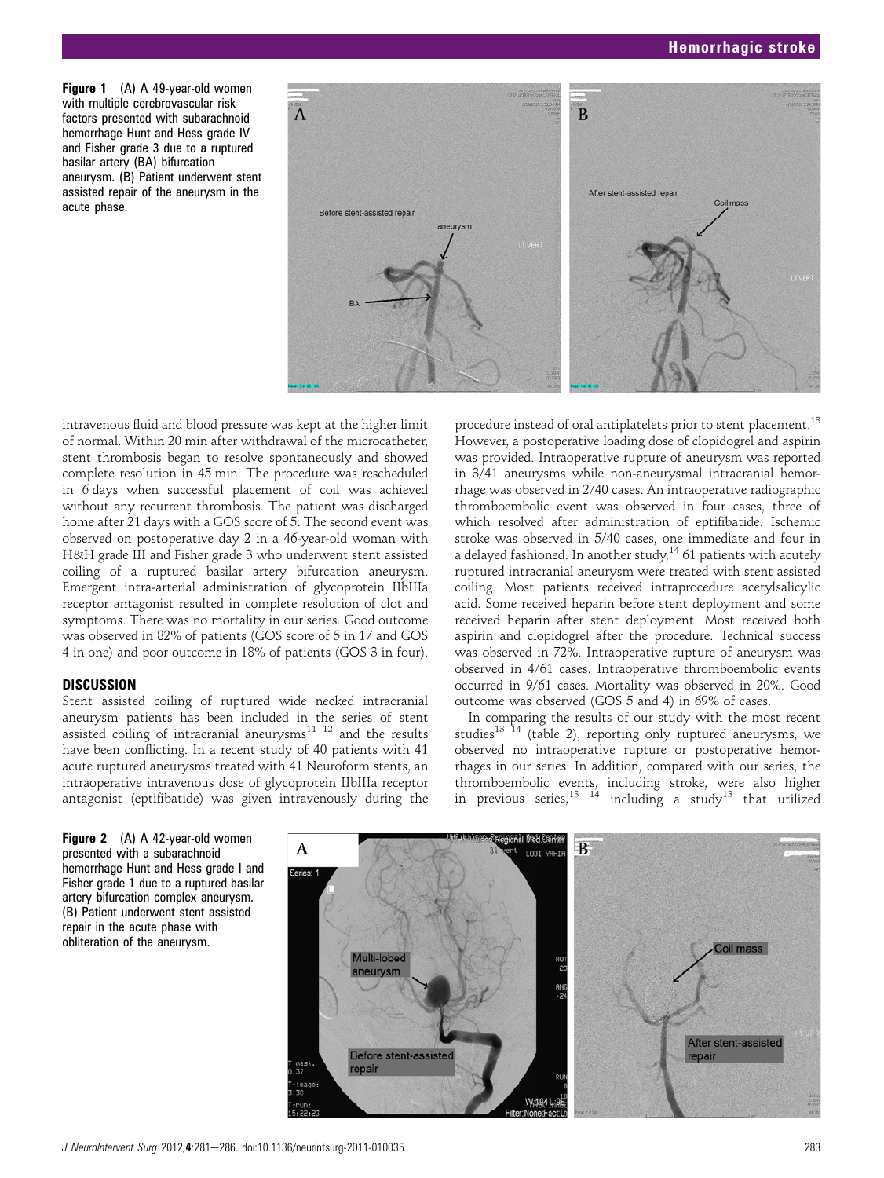Figure 1 (A) A 49-year-old women with multiple cerebrovascular risk factors presented with subarachnoid hemorrhage Hunt and Hess grade IV and Fisher grade 3 due to a ruptured basilar artery (BA) bifurcation aneurysm. (B) Patient underwent stent assisted repair of the aneurysm in the acute phase.

intravenous fluid and blood pressure was kept at the higher limit of normal. Within 20 min after withdrawal of the microcatheter, stent thrombosis began to resolve spontaneously and showed complete resolution in 45 min. The procedure was rescheduled in 6 days when successful placement of coil was achieved without any recurrent thrombosis. The patient was discharged home after 21 days with a GOS score of 5. The second event was observed on postoperative day 2 in a 46-year-old woman with H&H grade III and Fisher grade 3 who underwent stent assisted coiling of a ruptured basilar artery bifurcation aneurysm. Emergent intra-arterial administration of glycoprotein IIbIIIa receptor antagonist resulted in complete resolution of clot and symptoms. There was no mortality in our series. Good outcome was observed in 82% of patients (GOS score of 5 in 17 and GOS 4 in one) and poor outcome in 18% of patients (GOS 3 in four).

## DISCUSSION

Stent assisted coiling of ruptured wide necked intracranial aneurysm patients has been included in the series of stent assisted coiling of intracranial aneurysms[11 12] and the results have been conflicting. In a recent study of 40 patients with 41 acute ruptured aneurysms treated with 41 Neuroform stents, an intraoperative intravenous dose of glycoprotein IIbIIIa receptor antagonist (eptifibatide) was given intravenously during the procedure instead of oral antiplatelets prior to stent placement.[13] However, a postoperative loading dose of clopidogrel and aspirin was provided. Intraoperative rupture of aneurysm was reported in 3/41 aneurysms while non-aneurysmal intracranial hemorrhage was observed in 2/40 cases. An intraoperative radiographic thromboembolic event was observed in four cases, three of which resolved after administration of eptifibatide. Ischemic stroke was observed in 5/40 cases, one immediate and four in a delayed fashioned. In another study,[14] 61 patients with acutely ruptured intracranial aneurysm were treated with stent assisted coiling. Most patients received intraprocedure acetylsalicylic acid. Some received heparin before stent deployment and some received heparin after stent deployment. Most received both aspirin and clopidogrel after the procedure. Technical success was observed in 72%. Intraoperative rupture of aneurysm was observed in 4/61 cases. Intraoperative thromboembolic events occurred in 9/61 cases. Mortality was observed in 20%. Good outcome was observed (GOS 5 and 4) in 69% of cases.

In comparing the results of our study with the most recent studies[13 14] (table 2), reporting only ruptured aneurysms, we observed no intraoperative rupture or postoperative hemorrhages in our series. In addition, compared with our series, the thromboembolic events, including stroke, were also higher in previous series,[13 14] including a study[13] that utilized

Figure 2 (A) A 42-year-old women presented with a subarachnoid hemorrhage Hunt and Hess grade I and Fisher grade 1 due to a ruptured basilar artery bifurcation complex aneurysm. (B) Patient underwent stent assisted repair in the acute phase with obliteration of the aneurysm.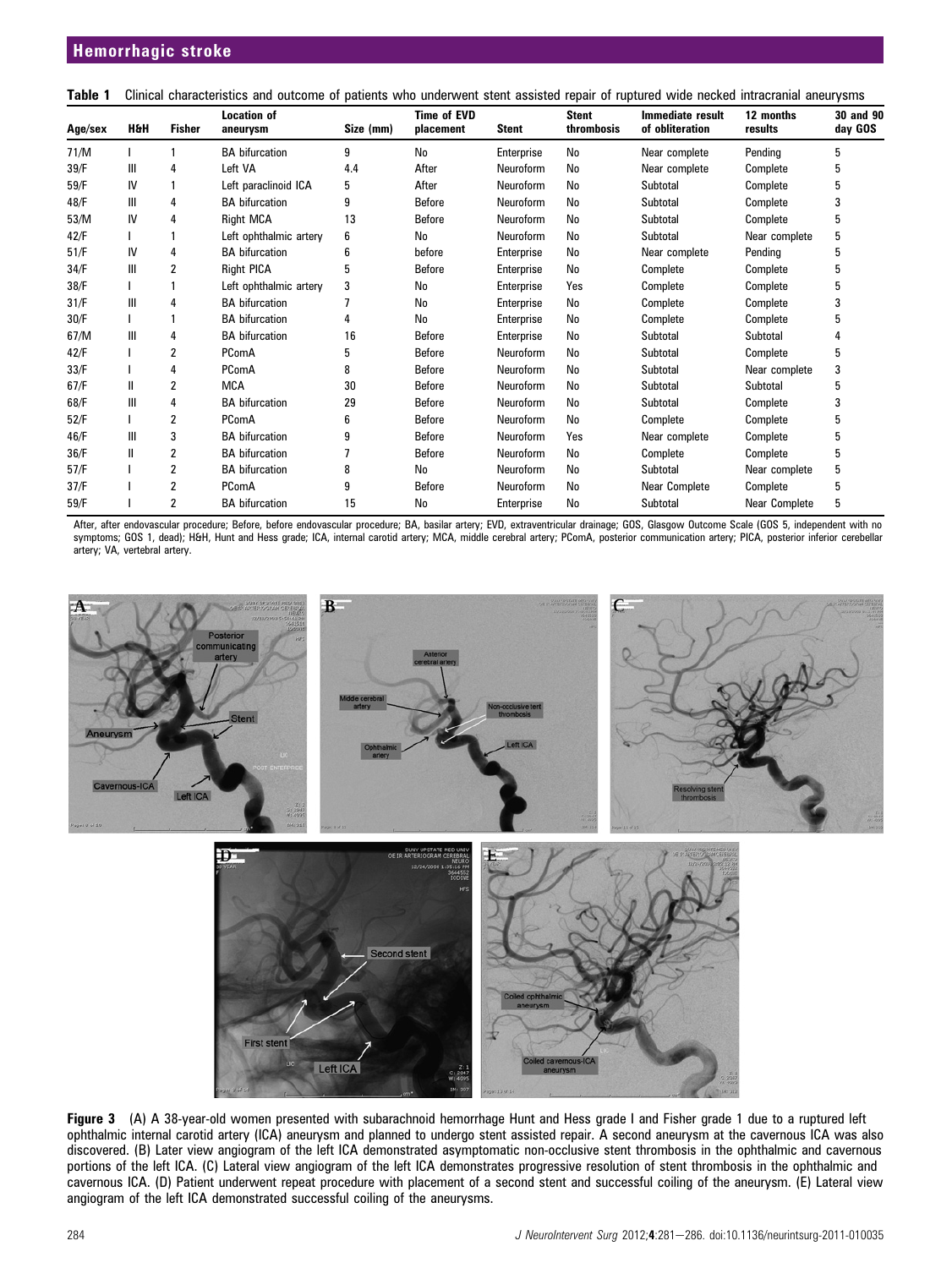**Table 1** Clinical characteristics and outcome of patients who underwent stent assisted repair of ruptured wide necked intracranial aneurysms

| Age/sex | H&H | Fisher | Location of aneurysm | Size (mm) | Time of EVD placement | Stent | Stent thrombosis | Immediate result of obliteration | 12 months results | 30 and 90 day GOS |
|---|---|---|---|---|---|---|---|---|---|---|
| 71/M | I | 1 | BA bifurcation | 9 | No | Enterprise | No | Near complete | Pending | 5 |
| 39/F | III | 4 | Left VA | 4.4 | After | Neuroform | No | Near complete | Complete | 5 |
| 59/F | IV | 1 | Left paraclinoid ICA | 5 | After | Neuroform | No | Subtotal | Complete | 5 |
| 48/F | III | 4 | BA bifurcation | 9 | Before | Neuroform | No | Subtotal | Complete | 3 |
| 53/M | IV | 4 | Right MCA | 13 | Before | Neuroform | No | Subtotal | Complete | 5 |
| 42/F | I | 1 | Left ophthalmic artery | 6 | No | Neuroform | No | Subtotal | Near complete | 5 |
| 51/F | IV | 4 | BA bifurcation | 6 | before | Enterprise | No | Near complete | Pending | 5 |
| 34/F | III | 2 | Right PICA | 5 | Before | Enterprise | No | Complete | Complete | 5 |
| 38/F | I | 1 | Left ophthalmic artery | 3 | No | Enterprise | Yes | Complete | Complete | 5 |
| 31/F | III | 4 | BA bifurcation | 7 | No | Enterprise | No | Complete | Complete | 3 |
| 30/F | I | 1 | BA bifurcation | 4 | No | Enterprise | No | Complete | Complete | 5 |
| 67/M | III | 4 | BA bifurcation | 16 | Before | Enterprise | No | Subtotal | Subtotal | 4 |
| 42/F | I | 2 | PComA | 5 | Before | Neuroform | No | Subtotal | Complete | 5 |
| 33/F | I | 4 | PComA | 8 | Before | Neuroform | No | Subtotal | Near complete | 3 |
| 67/F | II | 2 | MCA | 30 | Before | Neuroform | No | Subtotal | Subtotal | 5 |
| 68/F | III | 4 | BA bifurcation | 29 | Before | Neuroform | No | Subtotal | Complete | 3 |
| 52/F | I | 2 | PComA | 6 | Before | Neuroform | No | Complete | Complete | 5 |
| 46/F | III | 3 | BA bifurcation | 9 | Before | Neuroform | Yes | Near complete | Complete | 5 |
| 36/F | II | 2 | BA bifurcation | 7 | Before | Neuroform | No | Complete | Complete | 5 |
| 57/F | I | 2 | BA bifurcation | 8 | No | Neuroform | No | Subtotal | Near complete | 5 |
| 37/F | I | 2 | PComA | 9 | Before | Neuroform | No | Near Complete | Complete | 5 |
| 59/F | I | 2 | BA bifurcation | 15 | No | Enterprise | No | Subtotal | Near Complete | 5 |

After, after endovascular procedure; Before, before endovascular procedure; BA, basilar artery; EVD, extraventricular drainage; GOS, Glasgow Outcome Scale (GOS 5, independent with no symptoms; GOS 1, dead); H&H, Hunt and Hess grade; ICA, internal carotid artery; MCA, middle cerebral artery; PComA, posterior communication artery; PICA, posterior inferior cerebellar artery; VA, vertebral artery.

**Figure 3** (A) A 38-year-old women presented with subarachnoid hemorrhage Hunt and Hess grade I and Fisher grade 1 due to a ruptured left ophthalmic internal carotid artery (ICA) aneurysm and planned to undergo stent assisted repair. A second aneurysm at the cavernous ICA was also discovered. (B) Later view angiogram of the left ICA demonstrated asymptomatic non-occlusive stent thrombosis in the ophthalmic and cavernous portions of the left ICA. (C) Lateral view angiogram of the left ICA demonstrates progressive resolution of stent thrombosis in the ophthalmic and cavernous ICA. (D) Patient underwent repeat procedure with placement of a second stent and successful coiling of the aneurysm. (E) Lateral view angiogram of the left ICA demonstrated successful coiling of the aneurysms.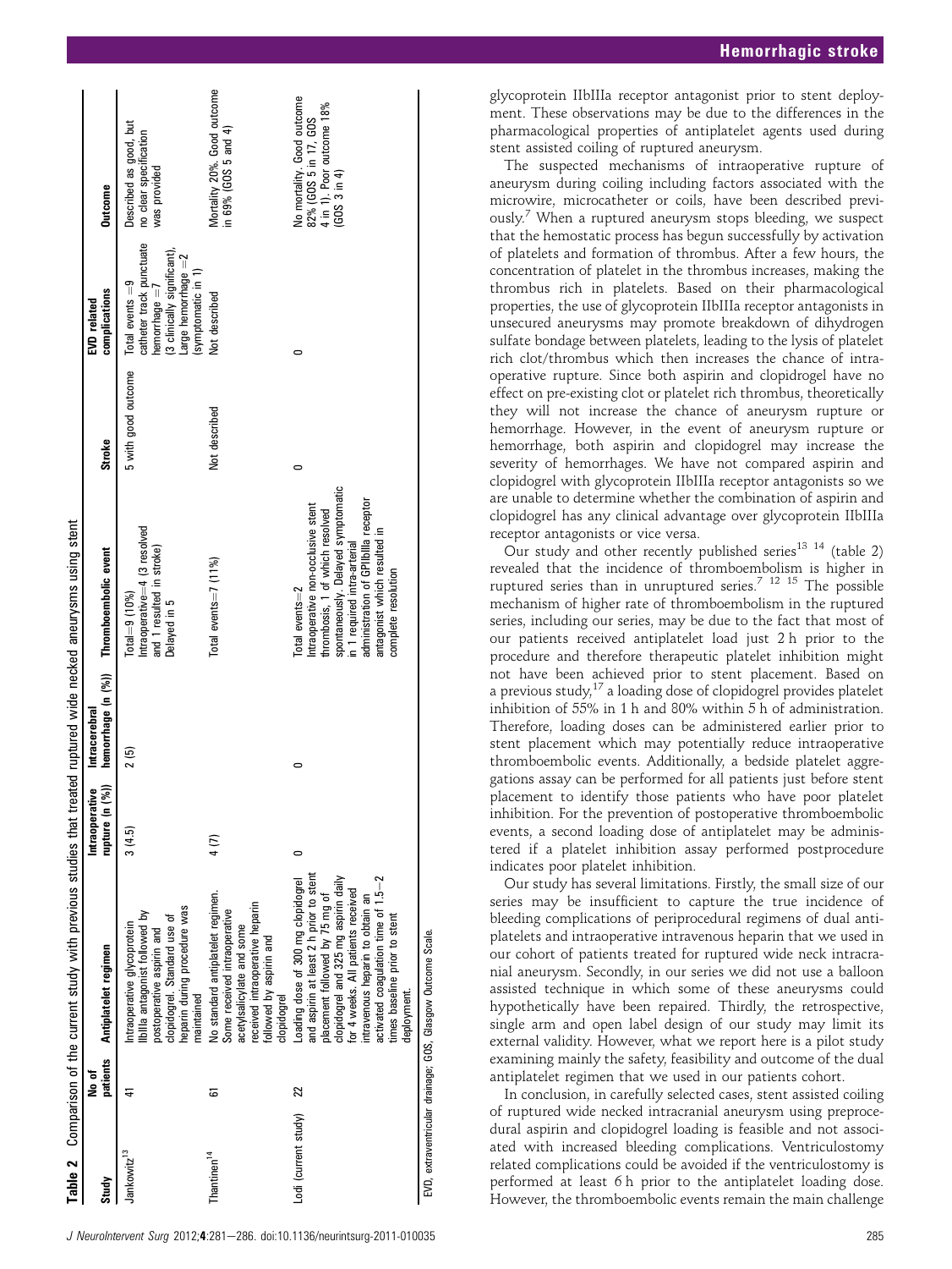**Table 2** Comparison of the current study with previous studies that treated ruptured wide necked aneurysms using stent

| Study | No of patients | Antiplatelet regimen | Intraoperative rupture (n (%)) | Intracerebral hemorrhage (n (%)) | Thromboembolic event | Stroke | EVD related complications | Outcome |
|---|---|---|---|---|---|---|---|---|
| Jankowitz[13] | 41 | Intraoperative glycoprotein IIbIIIa antagonist followed by postoperative aspirin and clopidogrel. Standard use of heparin during procedure was maintained | 3 (4.5) | 2 (5) | Total=9 (10%) Intraoperative=4 (3 resolved and 1 resulted in stroke) Delayed in 5 | 5 with good outcome | Total events =9 catheter track punctuate hemorrhage =7 (3 clinically significant), Large hemorrhage =2 (symptomatic in 1) | Described as good, but no clear specification was provided |
| Thantinen[14] | 61 | No standard antiplatelet regimen. Some received intraoperative acetylsalicylate and some received intraoperative heparin followed by aspirin and clopidogrel | 4 (7) | | Total events=7 (11%) | Not described | Not described | Mortality 20%. Good outcome in 69% (GOS 5 and 4) |
| Lodi (current study) | 22 | Loading dose of 300 mg clopidogrel and aspirin at least 2 h prior to stent placement followed by 75 mg of clopidogrel and 325 mg aspirin daily for 4 weeks. All patients received intravenous heparin to obtain an activated coagulation time of 1.5–2 times baseline prior to stent deployment. | 0 | 0 | Total events=2 Intraoperative non-occlusive stent thrombosis, 1 of which resolved spontaneously. Delayed symptomatic in 1 required intra-arterial administration of GPIIbIIIa receptor antagonist which resulted in complete resolution | 0 | 0 | No mortality. Good outcome 82% (GOS 5 in 17, GOS 4 in 1). Poor outcome 18% (GOS 3 in 4) |

EVD, extraventricular drainage; GOS, Glasgow Outcome Scale.

glycoprotein IIbIIIa receptor antagonist prior to stent deployment. These observations may be due to the differences in the pharmacological properties of antiplatelet agents used during stent assisted coiling of ruptured aneurysm.

The suspected mechanisms of intraoperative rupture of aneurysm during coiling including factors associated with the microwire, microcatheter or coils, have been described previously.[7] When a ruptured aneurysm stops bleeding, we suspect that the hemostatic process has begun successfully by activation of platelets and formation of thrombus. After a few hours, the concentration of platelet in the thrombus increases, making the thrombus rich in platelets. Based on their pharmacological properties, the use of glycoprotein IIbIIIa receptor antagonists in unsecured aneurysms may promote breakdown of dihydrogen sulfate bondage between platelets, leading to the lysis of platelet rich clot/thrombus which then increases the chance of intraoperative rupture. Since both aspirin and clopidrogel have no effect on pre-existing clot or platelet rich thrombus, theoretically they will not increase the chance of aneurysm rupture or hemorrhage. However, in the event of aneurysm rupture or hemorrhage, both aspirin and clopidogrel may increase the severity of hemorrhages. We have not compared aspirin and clopidogrel with glycoprotein IIbIIIa receptor antagonists so we are unable to determine whether the combination of aspirin and clopidogrel has any clinical advantage over glycoprotein IIbIIIa receptor antagonists or vice versa.

Our study and other recently published series[13 14] (table 2) revealed that the incidence of thromboembolism is higher in ruptured series than in unruptured series.[7 12 15] The possible mechanism of higher rate of thromboembolism in the ruptured series, including our series, may be due to the fact that most of our patients received antiplatelet load just 2 h prior to the procedure and therefore therapeutic platelet inhibition might not have been achieved prior to stent placement. Based on a previous study,[17] a loading dose of clopidogrel provides platelet inhibition of 55% in 1 h and 80% within 5 h of administration. Therefore, loading doses can be administered earlier prior to stent placement which may potentially reduce intraoperative thromboembolic events. Additionally, a bedside platelet aggregations assay can be performed for all patients just before stent placement to identify those patients who have poor platelet inhibition. For the prevention of postoperative thromboembolic events, a second loading dose of antiplatelet may be administered if a platelet inhibition assay performed postprocedure indicates poor platelet inhibition.

Our study has several limitations. Firstly, the small size of our series may be insufficient to capture the true incidence of bleeding complications of periprocedural regimens of dual antiplatelets and intraoperative intravenous heparin that we used in our cohort of patients treated for ruptured wide neck intracranial aneurysm. Secondly, in our series we did not use a balloon assisted technique in which some of these aneurysms could hypothetically have been repaired. Thirdly, the retrospective, single arm and open label design of our study may limit its external validity. However, what we report here is a pilot study examining mainly the safety, feasibility and outcome of the dual antiplatelet regimen that we used in our patients cohort.

In conclusion, in carefully selected cases, stent assisted coiling of ruptured wide necked intracranial aneurysm using preprocedural aspirin and clopidogrel loading is feasible and not associated with increased bleeding complications. Ventriculostomy related complications could be avoided if the ventriculostomy is performed at least 6 h prior to the antiplatelet loading dose. However, the thromboembolic events remain the main challenge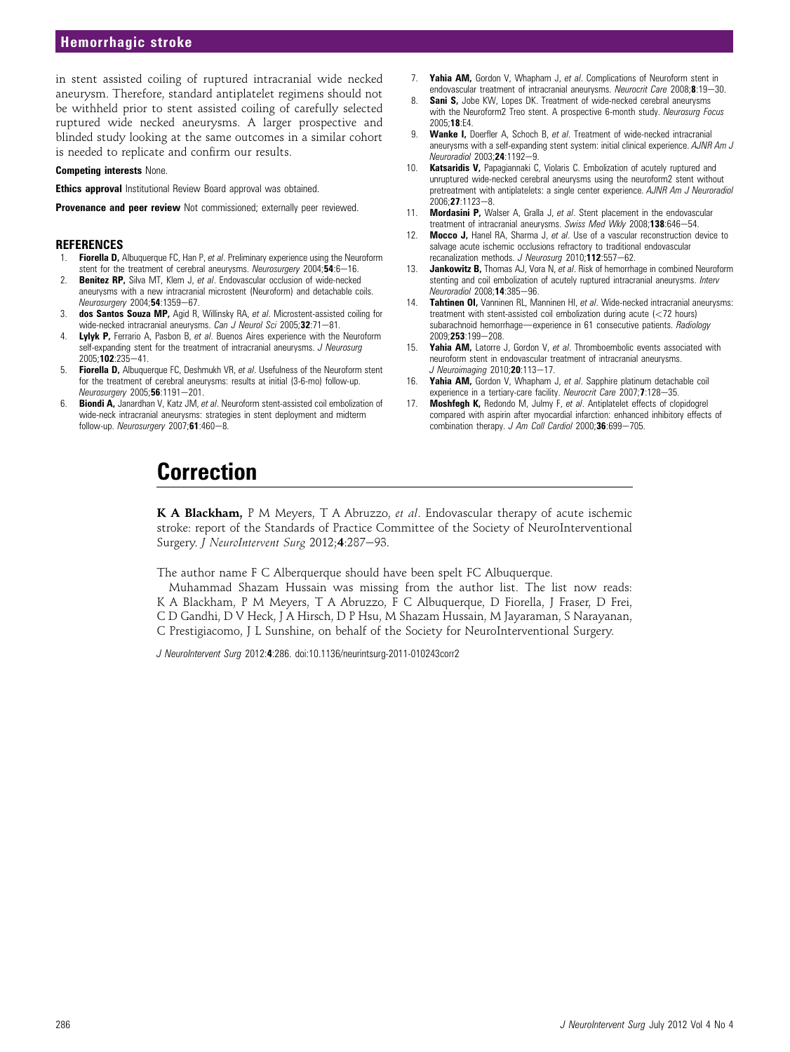in stent assisted coiling of ruptured intracranial wide necked aneurysm. Therefore, standard antiplatelet regimens should not be withheld prior to stent assisted coiling of carefully selected ruptured wide necked aneurysms. A larger prospective and blinded study looking at the same outcomes in a similar cohort is needed to replicate and confirm our results.

**Competing interests** None.

**Ethics approval** Institutional Review Board approval was obtained.

**Provenance and peer review** Not commissioned; externally peer reviewed.

## REFERENCES

1. **Fiorella D,** Albuquerque FC, Han P, *et al*. Preliminary experience using the Neuroform stent for the treatment of cerebral aneurysms. *Neurosurgery* 2004;**54**:6–16.
2. **Benitez RP,** Silva MT, Klem J, *et al*. Endovascular occlusion of wide-necked aneurysms with a new intracranial microstent (Neuroform) and detachable coils. *Neurosurgery* 2004;**54**:1359–67.
3. **dos Santos Souza MP,** Agid R, Willinsky RA, *et al*. Microstent-assisted coiling for wide-necked intracranial aneurysms. *Can J Neurol Sci* 2005;**32**:71–81.
4. **Lylyk P,** Ferrario A, Pasbon B, *et al*. Buenos Aires experience with the Neuroform self-expanding stent for the treatment of intracranial aneurysms. *J Neurosurg* 2005;**102**:235–41.
5. **Fiorella D,** Albuquerque FC, Deshmukh VR, *et al*. Usefulness of the Neuroform stent for the treatment of cerebral aneurysms: results at initial (3-6-mo) follow-up. *Neurosurgery* 2005;**56**:1191–201.
6. **Biondi A,** Janardhan V, Katz JM, *et al*. Neuroform stent-assisted coil embolization of wide-neck intracranial aneurysms: strategies in stent deployment and midterm follow-up. *Neurosurgery* 2007;**61**:460–8.
7. **Yahia AM,** Gordon V, Whapham J, *et al*. Complications of Neuroform stent in endovascular treatment of intracranial aneurysms. *Neurocrit Care* 2008;**8**:19–30.
8. **Sani S,** Jobe KW, Lopes DK. Treatment of wide-necked cerebral aneurysms with the Neuroform2 Treo stent. A prospective 6-month study. *Neurosurg Focus* 2005;**18**:E4.
9. **Wanke I,** Doerfler A, Schoch B, *et al*. Treatment of wide-necked intracranial aneurysms with a self-expanding stent system: initial clinical experience. *AJNR Am J Neuroradiol* 2003;**24**:1192–9.
10. **Katsaridis V,** Papagiannaki C, Violaris C. Embolization of acutely ruptured and unruptured wide-necked cerebral aneurysms using the neuroform2 stent without pretreatment with antiplatelets: a single center experience. *AJNR Am J Neuroradiol* 2006;**27**:1123–8.
11. **Mordasini P,** Walser A, Gralla J, *et al*. Stent placement in the endovascular treatment of intracranial aneurysms. *Swiss Med Wkly* 2008;**138**:646–54.
12. **Mocco J,** Hanel RA, Sharma J, *et al*. Use of a vascular reconstruction device to salvage acute ischemic occlusions refractory to traditional endovascular recanalization methods. *J Neurosurg* 2010;**112**:557–62.
13. **Jankowitz B,** Thomas AJ, Vora N, *et al*. Risk of hemorrhage in combined Neuroform stenting and coil embolization of acutely ruptured intracranial aneurysms. *Interv Neuroradiol* 2008;**14**:385–96.
14. **Tahtinen OI,** Vanninen RL, Manninen HI, *et al*. Wide-necked intracranial aneurysms: treatment with stent-assisted coil embolization during acute (<72 hours) subarachnoid hemorrhage—experience in 61 consecutive patients. *Radiology* 2009;**253**:199–208.
15. **Yahia AM,** Latorre J, Gordon V, *et al*. Thromboembolic events associated with neuroform stent in endovascular treatment of intracranial aneurysms. *J Neuroimaging* 2010;**20**:113–17.
16. **Yahia AM,** Gordon V, Whapham J, *et al*. Sapphire platinum detachable coil experience in a tertiary-care facility. *Neurocrit Care* 2007;**7**:128–35.
17. **Moshfegh K,** Redondo M, Julmy F, *et al*. Antiplatelet effects of clopidogrel compared with aspirin after myocardial infarction: enhanced inhibitory effects of combination therapy. *J Am Coll Cardiol* 2000;**36**:699–705.

# Correction

**K A Blackham,** P M Meyers, T A Abruzzo, *et al*. Endovascular therapy of acute ischemic stroke: report of the Standards of Practice Committee of the Society of NeuroInterventional Surgery. *J NeuroIntervent Surg* 2012;**4**:287–93.

The author name F C Alberquerque should have been spelt FC Albuquerque.

Muhammad Shazam Hussain was missing from the author list. The list now reads: K A Blackham, P M Meyers, T A Abruzzo, F C Albuquerque, D Fiorella, J Fraser, D Frei, C D Gandhi, D V Heck, J A Hirsch, D P Hsu, M Shazam Hussain, M Jayaraman, S Narayanan, C Prestigiacomo, J L Sunshine, on behalf of the Society for NeuroInterventional Surgery.

*J NeuroIntervent Surg* 2012:**4**:286. doi:10.1136/neurintsurg-2011-010243corr2